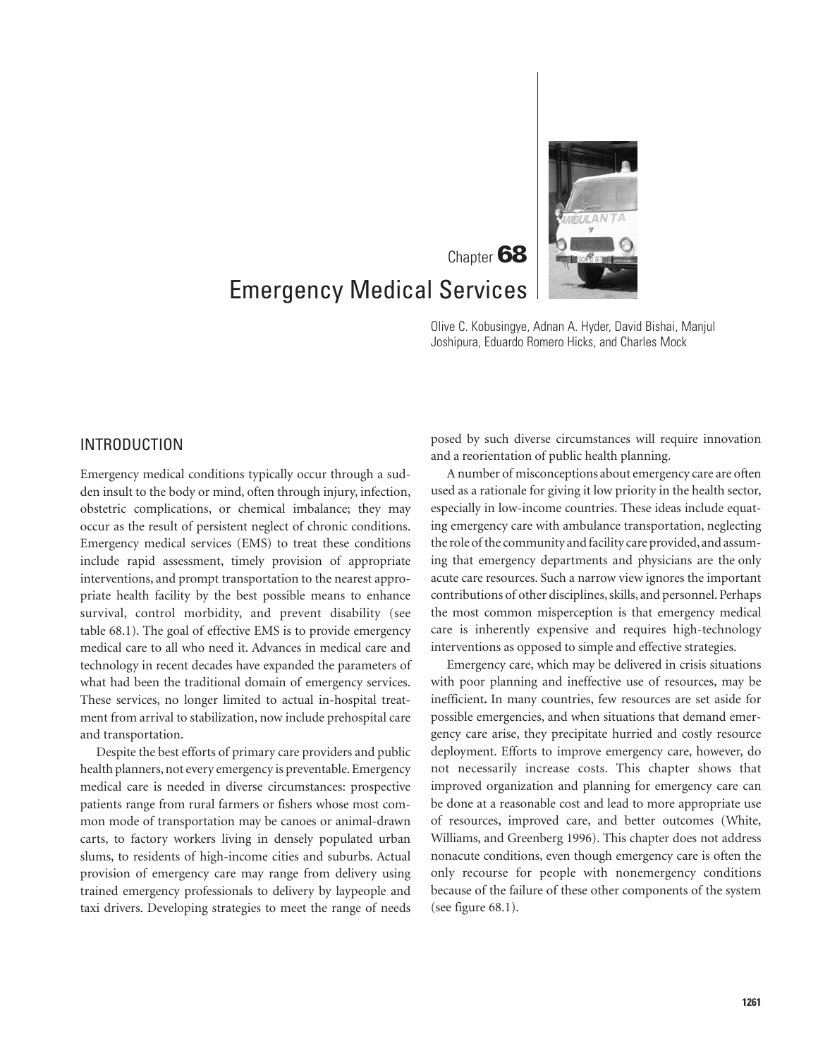Chapter 68

# Emergency Medical Services

Olive C. Kobusingye, Adnan A. Hyder, David Bishai, Manjul Joshipura, Eduardo Romero Hicks, and Charles Mock

## INTRODUCTION

Emergency medical conditions typically occur through a sudden insult to the body or mind, often through injury, infection, obstetric complications, or chemical imbalance; they may occur as the result of persistent neglect of chronic conditions. Emergency medical services (EMS) to treat these conditions include rapid assessment, timely provision of appropriate interventions, and prompt transportation to the nearest appropriate health facility by the best possible means to enhance survival, control morbidity, and prevent disability (see table 68.1). The goal of effective EMS is to provide emergency medical care to all who need it. Advances in medical care and technology in recent decades have expanded the parameters of what had been the traditional domain of emergency services. These services, no longer limited to actual in-hospital treatment from arrival to stabilization, now include prehospital care and transportation.

Despite the best efforts of primary care providers and public health planners, not every emergency is preventable. Emergency medical care is needed in diverse circumstances: prospective patients range from rural farmers or fishers whose most common mode of transportation may be canoes or animal-drawn carts, to factory workers living in densely populated urban slums, to residents of high-income cities and suburbs. Actual provision of emergency care may range from delivery using trained emergency professionals to delivery by laypeople and taxi drivers. Developing strategies to meet the range of needs posed by such diverse circumstances will require innovation and a reorientation of public health planning.

A number of misconceptions about emergency care are often used as a rationale for giving it low priority in the health sector, especially in low-income countries. These ideas include equating emergency care with ambulance transportation, neglecting the role of the community and facility care provided, and assuming that emergency departments and physicians are the only acute care resources. Such a narrow view ignores the important contributions of other disciplines, skills, and personnel. Perhaps the most common misperception is that emergency medical care is inherently expensive and requires high-technology interventions as opposed to simple and effective strategies.

Emergency care, which may be delivered in crisis situations with poor planning and ineffective use of resources, may be inefficient**.** In many countries, few resources are set aside for possible emergencies, and when situations that demand emergency care arise, they precipitate hurried and costly resource deployment. Efforts to improve emergency care, however, do not necessarily increase costs. This chapter shows that improved organization and planning for emergency care can be done at a reasonable cost and lead to more appropriate use of resources, improved care, and better outcomes (White, Williams, and Greenberg 1996). This chapter does not address nonacute conditions, even though emergency care is often the only recourse for people with nonemergency conditions because of the failure of these other components of the system (see figure 68.1).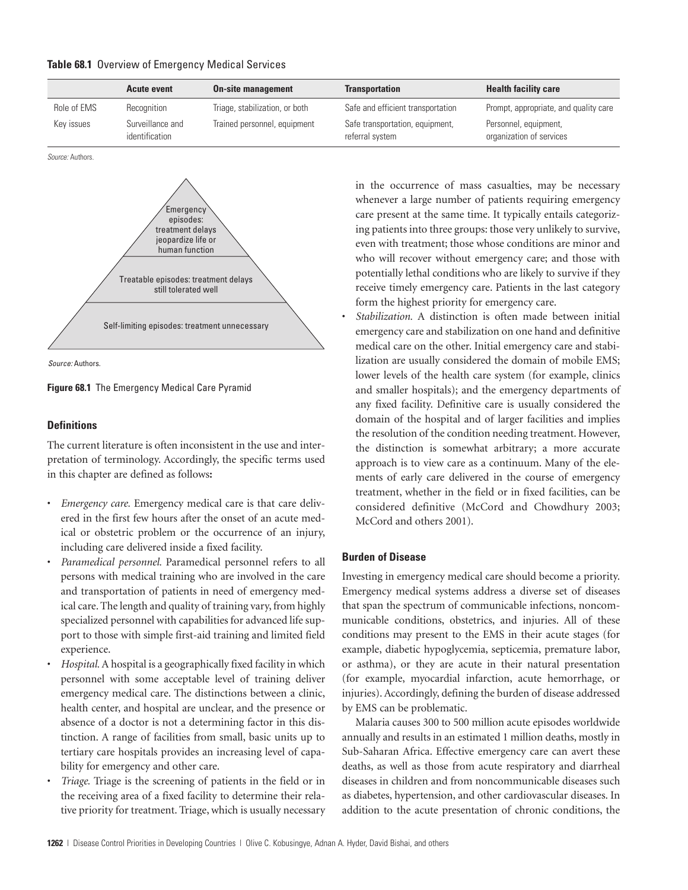**Table 68.1** Overview of Emergency Medical Services

| | Acute event | On-site management | Transportation | Health facility care |
|---|---|---|---|---|
| Role of EMS | Recognition | Triage, stabilization, or both | Safe and efficient transportation | Prompt, appropriate, and quality care |
| Key issues | Surveillance and identification | Trained personnel, equipment | Safe transportation, equipment, referral system | Personnel, equipment, organization of services |

*Source:* Authors.

Emergency episodes: treatment delays jeopardize life or human function

Treatable episodes: treatment delays still tolerated well

Self-limiting episodes: treatment unnecessary

*Source:* Authors.

**Figure 68.1** The Emergency Medical Care Pyramid

### Definitions

The current literature is often inconsistent in the use and interpretation of terminology. Accordingly, the specific terms used in this chapter are defined as follows**:**

- *Emergency care.* Emergency medical care is that care delivered in the first few hours after the onset of an acute medical or obstetric problem or the occurrence of an injury, including care delivered inside a fixed facility.
- *Paramedical personnel.* Paramedical personnel refers to all persons with medical training who are involved in the care and transportation of patients in need of emergency medical care. The length and quality of training vary, from highly specialized personnel with capabilities for advanced life support to those with simple first-aid training and limited field experience.
- *Hospital.* A hospital is a geographically fixed facility in which personnel with some acceptable level of training deliver emergency medical care. The distinctions between a clinic, health center, and hospital are unclear, and the presence or absence of a doctor is not a determining factor in this distinction. A range of facilities from small, basic units up to tertiary care hospitals provides an increasing level of capability for emergency and other care.
- *Triage.* Triage is the screening of patients in the field or in the receiving area of a fixed facility to determine their relative priority for treatment. Triage, which is usually necessary in the occurrence of mass casualties, may be necessary whenever a large number of patients requiring emergency care present at the same time. It typically entails categorizing patients into three groups: those very unlikely to survive, even with treatment; those whose conditions are minor and who will recover without emergency care; and those with potentially lethal conditions who are likely to survive if they receive timely emergency care. Patients in the last category form the highest priority for emergency care.
- *Stabilization.* A distinction is often made between initial emergency care and stabilization on one hand and definitive medical care on the other. Initial emergency care and stabilization are usually considered the domain of mobile EMS; lower levels of the health care system (for example, clinics and smaller hospitals); and the emergency departments of any fixed facility. Definitive care is usually considered the domain of the hospital and of larger facilities and implies the resolution of the condition needing treatment. However, the distinction is somewhat arbitrary; a more accurate approach is to view care as a continuum. Many of the elements of early care delivered in the course of emergency treatment, whether in the field or in fixed facilities, can be considered definitive (McCord and Chowdhury 2003; McCord and others 2001).

### Burden of Disease

Investing in emergency medical care should become a priority. Emergency medical systems address a diverse set of diseases that span the spectrum of communicable infections, noncommunicable conditions, obstetrics, and injuries. All of these conditions may present to the EMS in their acute stages (for example, diabetic hypoglycemia, septicemia, premature labor, or asthma), or they are acute in their natural presentation (for example, myocardial infarction, acute hemorrhage, or injuries). Accordingly, defining the burden of disease addressed by EMS can be problematic.

Malaria causes 300 to 500 million acute episodes worldwide annually and results in an estimated 1 million deaths, mostly in Sub-Saharan Africa. Effective emergency care can avert these deaths, as well as those from acute respiratory and diarrheal diseases in children and from noncommunicable diseases such as diabetes, hypertension, and other cardiovascular diseases. In addition to the acute presentation of chronic conditions, the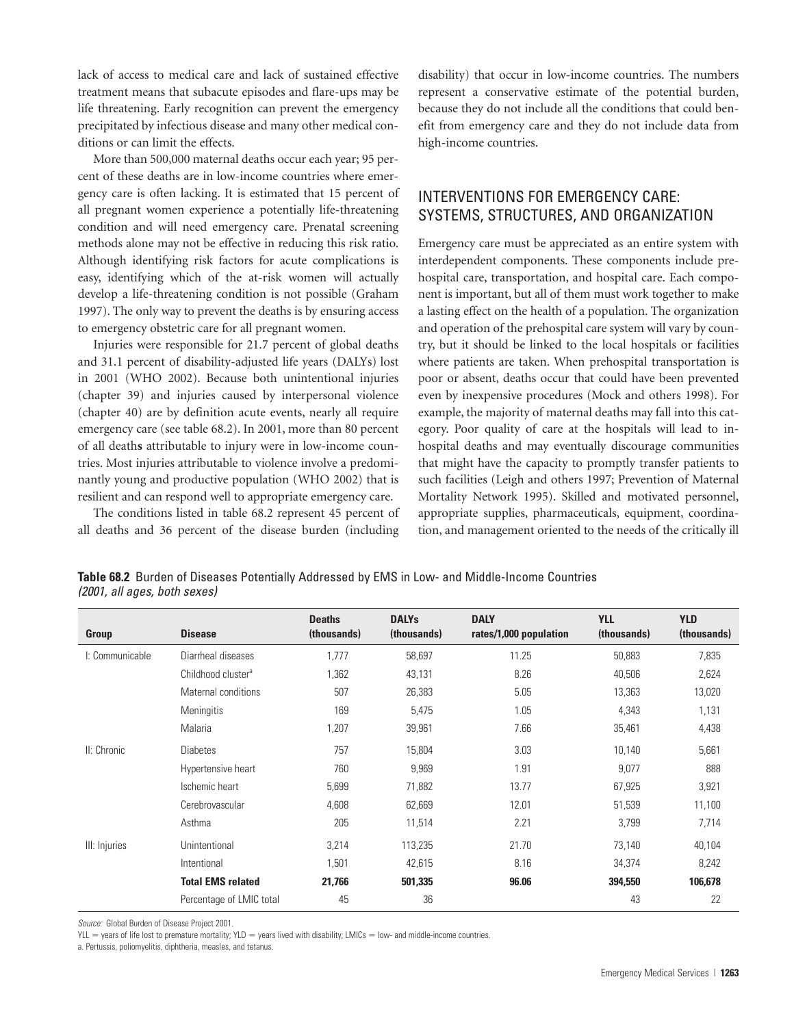lack of access to medical care and lack of sustained effective treatment means that subacute episodes and flare-ups may be life threatening. Early recognition can prevent the emergency precipitated by infectious disease and many other medical conditions or can limit the effects.

More than 500,000 maternal deaths occur each year; 95 percent of these deaths are in low-income countries where emergency care is often lacking. It is estimated that 15 percent of all pregnant women experience a potentially life-threatening condition and will need emergency care. Prenatal screening methods alone may not be effective in reducing this risk ratio. Although identifying risk factors for acute complications is easy, identifying which of the at-risk women will actually develop a life-threatening condition is not possible (Graham 1997). The only way to prevent the deaths is by ensuring access to emergency obstetric care for all pregnant women.

Injuries were responsible for 21.7 percent of global deaths and 31.1 percent of disability-adjusted life years (DALYs) lost in 2001 (WHO 2002). Because both unintentional injuries (chapter 39) and injuries caused by interpersonal violence (chapter 40) are by definition acute events, nearly all require emergency care (see table 68.2). In 2001, more than 80 percent of all deaths attributable to injury were in low-income countries. Most injuries attributable to violence involve a predominantly young and productive population (WHO 2002) that is resilient and can respond well to appropriate emergency care.

The conditions listed in table 68.2 represent 45 percent of all deaths and 36 percent of the disease burden (including disability) that occur in low-income countries. The numbers represent a conservative estimate of the potential burden, because they do not include all the conditions that could benefit from emergency care and they do not include data from high-income countries.

## INTERVENTIONS FOR EMERGENCY CARE: SYSTEMS, STRUCTURES, AND ORGANIZATION

Emergency care must be appreciated as an entire system with interdependent components. These components include prehospital care, transportation, and hospital care. Each component is important, but all of them must work together to make a lasting effect on the health of a population. The organization and operation of the prehospital care system will vary by country, but it should be linked to the local hospitals or facilities where patients are taken. When prehospital transportation is poor or absent, deaths occur that could have been prevented even by inexpensive procedures (Mock and others 1998). For example, the majority of maternal deaths may fall into this category. Poor quality of care at the hospitals will lead to in-hospital deaths and may eventually discourage communities that might have the capacity to promptly transfer patients to such facilities (Leigh and others 1997; Prevention of Maternal Mortality Network 1995). Skilled and motivated personnel, appropriate supplies, pharmaceuticals, equipment, coordination, and management oriented to the needs of the critically ill

**Table 68.2** Burden of Diseases Potentially Addressed by EMS in Low- and Middle-Income Countries *(2001, all ages, both sexes)*

| Group | Disease | Deaths (thousands) | DALYs (thousands) | DALY rates/1,000 population | YLL (thousands) | YLD (thousands) |
|---|---|---|---|---|---|---|
| I: Communicable | Diarrheal diseases | 1,777 | 58,697 | 11.25 | 50,883 | 7,835 |
| | Childhood cluster[a] | 1,362 | 43,131 | 8.26 | 40,506 | 2,624 |
| | Maternal conditions | 507 | 26,383 | 5.05 | 13,363 | 13,020 |
| | Meningitis | 169 | 5,475 | 1.05 | 4,343 | 1,131 |
| | Malaria | 1,207 | 39,961 | 7.66 | 35,461 | 4,438 |
| II: Chronic | Diabetes | 757 | 15,804 | 3.03 | 10,140 | 5,661 |
| | Hypertensive heart | 760 | 9,969 | 1.91 | 9,077 | 888 |
| | Ischemic heart | 5,699 | 71,882 | 13.77 | 67,925 | 3,921 |
| | Cerebrovascular | 4,608 | 62,669 | 12.01 | 51,539 | 11,100 |
| | Asthma | 205 | 11,514 | 2.21 | 3,799 | 7,714 |
| III: Injuries | Unintentional | 3,214 | 113,235 | 21.70 | 73,140 | 40,104 |
| | Intentional | 1,501 | 42,615 | 8.16 | 34,374 | 8,242 |
| | **Total EMS related** | **21,766** | **501,335** | **96.06** | **394,550** | **106,678** |
| | Percentage of LMIC total | 45 | 36 | | 43 | 22 |

*Source:* Global Burden of Disease Project 2001.

YLL = years of life lost to premature mortality; YLD = years lived with disability; LMICs = low- and middle-income countries.

a. Pertussis, poliomyelitis, diphtheria, measles, and tetanus.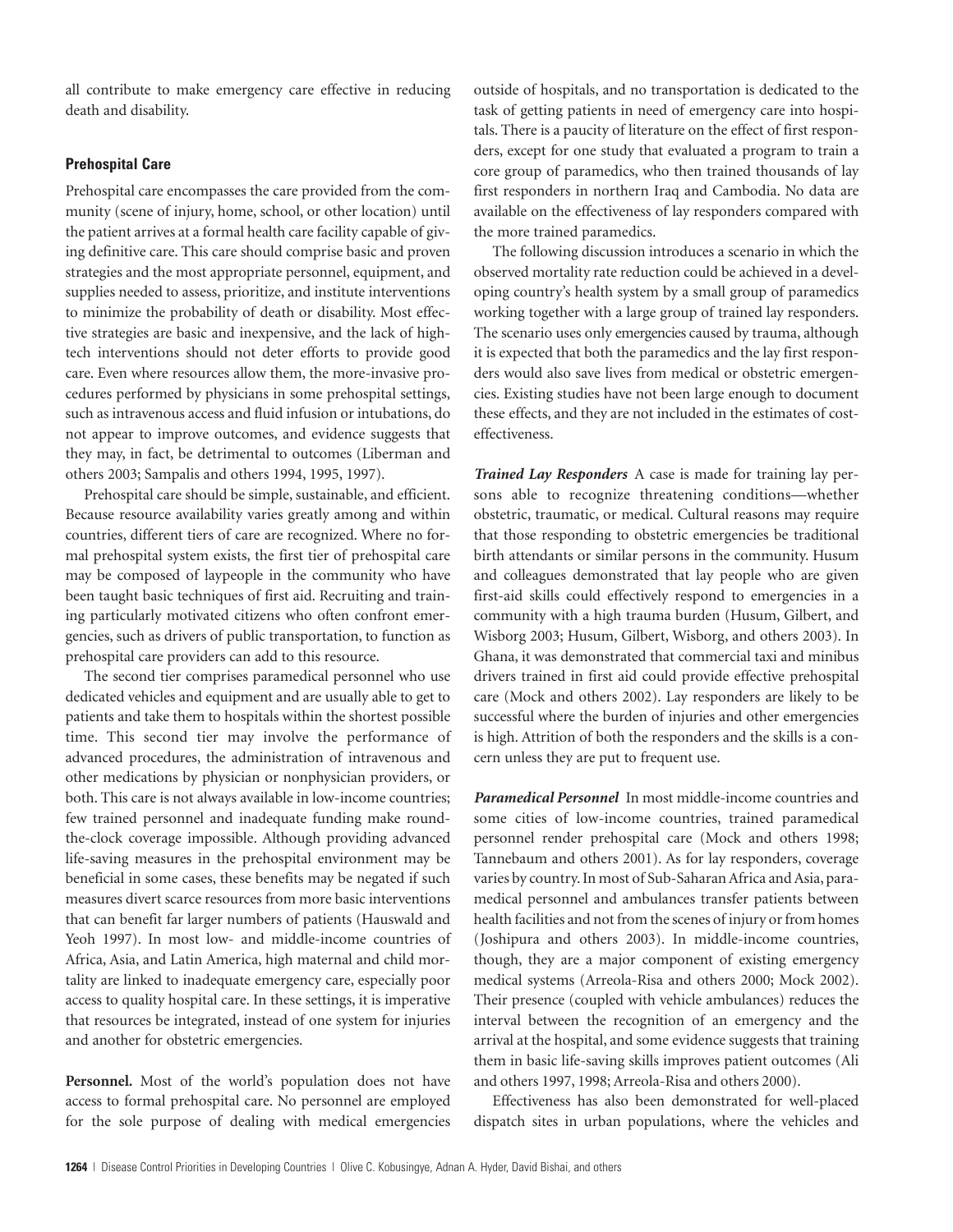all contribute to make emergency care effective in reducing death and disability.

### Prehospital Care

Prehospital care encompasses the care provided from the community (scene of injury, home, school, or other location) until the patient arrives at a formal health care facility capable of giving definitive care. This care should comprise basic and proven strategies and the most appropriate personnel, equipment, and supplies needed to assess, prioritize, and institute interventions to minimize the probability of death or disability. Most effective strategies are basic and inexpensive, and the lack of high-tech interventions should not deter efforts to provide good care. Even where resources allow them, the more-invasive procedures performed by physicians in some prehospital settings, such as intravenous access and fluid infusion or intubations, do not appear to improve outcomes, and evidence suggests that they may, in fact, be detrimental to outcomes (Liberman and others 2003; Sampalis and others 1994, 1995, 1997).

Prehospital care should be simple, sustainable, and efficient. Because resource availability varies greatly among and within countries, different tiers of care are recognized. Where no formal prehospital system exists, the first tier of prehospital care may be composed of laypeople in the community who have been taught basic techniques of first aid. Recruiting and training particularly motivated citizens who often confront emergencies, such as drivers of public transportation, to function as prehospital care providers can add to this resource.

The second tier comprises paramedical personnel who use dedicated vehicles and equipment and are usually able to get to patients and take them to hospitals within the shortest possible time. This second tier may involve the performance of advanced procedures, the administration of intravenous and other medications by physician or nonphysician providers, or both. This care is not always available in low-income countries; few trained personnel and inadequate funding make round-the-clock coverage impossible. Although providing advanced life-saving measures in the prehospital environment may be beneficial in some cases, these benefits may be negated if such measures divert scarce resources from more basic interventions that can benefit far larger numbers of patients (Hauswald and Yeoh 1997). In most low- and middle-income countries of Africa, Asia, and Latin America, high maternal and child mortality are linked to inadequate emergency care, especially poor access to quality hospital care. In these settings, it is imperative that resources be integrated, instead of one system for injuries and another for obstetric emergencies.

**Personnel.** Most of the world's population does not have access to formal prehospital care. No personnel are employed for the sole purpose of dealing with medical emergencies outside of hospitals, and no transportation is dedicated to the task of getting patients in need of emergency care into hospitals. There is a paucity of literature on the effect of first responders, except for one study that evaluated a program to train a core group of paramedics, who then trained thousands of lay first responders in northern Iraq and Cambodia. No data are available on the effectiveness of lay responders compared with the more trained paramedics.

The following discussion introduces a scenario in which the observed mortality rate reduction could be achieved in a developing country's health system by a small group of paramedics working together with a large group of trained lay responders. The scenario uses only emergencies caused by trauma, although it is expected that both the paramedics and the lay first responders would also save lives from medical or obstetric emergencies. Existing studies have not been large enough to document these effects, and they are not included in the estimates of cost-effectiveness.

***Trained Lay Responders*** A case is made for training lay persons able to recognize threatening conditions—whether obstetric, traumatic, or medical. Cultural reasons may require that those responding to obstetric emergencies be traditional birth attendants or similar persons in the community. Husum and colleagues demonstrated that lay people who are given first-aid skills could effectively respond to emergencies in a community with a high trauma burden (Husum, Gilbert, and Wisborg 2003; Husum, Gilbert, Wisborg, and others 2003). In Ghana, it was demonstrated that commercial taxi and minibus drivers trained in first aid could provide effective prehospital care (Mock and others 2002). Lay responders are likely to be successful where the burden of injuries and other emergencies is high. Attrition of both the responders and the skills is a concern unless they are put to frequent use.

***Paramedical Personnel*** In most middle-income countries and some cities of low-income countries, trained paramedical personnel render prehospital care (Mock and others 1998; Tannebaum and others 2001). As for lay responders, coverage varies by country. In most of Sub-Saharan Africa and Asia, paramedical personnel and ambulances transfer patients between health facilities and not from the scenes of injury or from homes (Joshipura and others 2003). In middle-income countries, though, they are a major component of existing emergency medical systems (Arreola-Risa and others 2000; Mock 2002). Their presence (coupled with vehicle ambulances) reduces the interval between the recognition of an emergency and the arrival at the hospital, and some evidence suggests that training them in basic life-saving skills improves patient outcomes (Ali and others 1997, 1998; Arreola-Risa and others 2000).

Effectiveness has also been demonstrated for well-placed dispatch sites in urban populations, where the vehicles and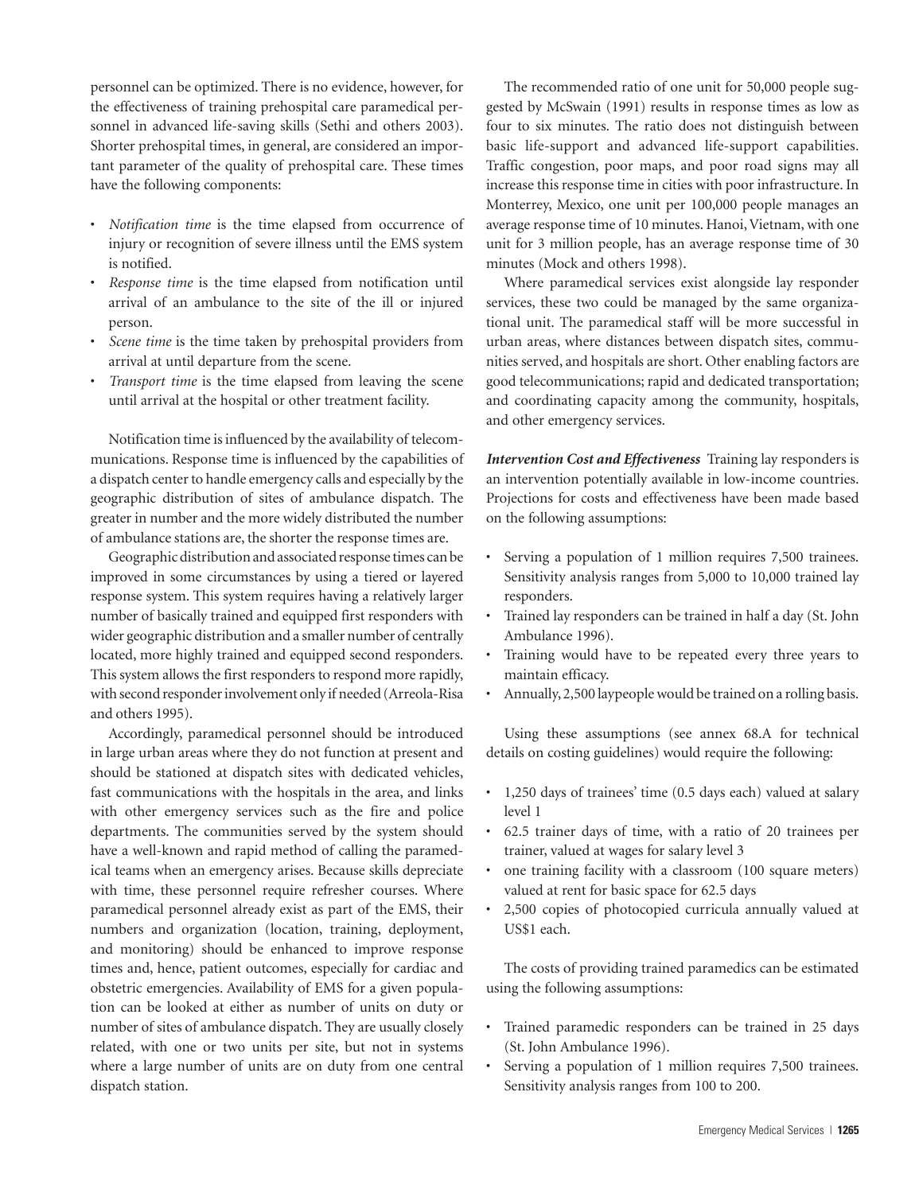personnel can be optimized. There is no evidence, however, for the effectiveness of training prehospital care paramedical personnel in advanced life-saving skills (Sethi and others 2003). Shorter prehospital times, in general, are considered an important parameter of the quality of prehospital care. These times have the following components:

- *Notification time* is the time elapsed from occurrence of injury or recognition of severe illness until the EMS system is notified.
- *Response time* is the time elapsed from notification until arrival of an ambulance to the site of the ill or injured person.
- *Scene time* is the time taken by prehospital providers from arrival at until departure from the scene.
- *Transport time* is the time elapsed from leaving the scene until arrival at the hospital or other treatment facility.

Notification time is influenced by the availability of telecommunications. Response time is influenced by the capabilities of a dispatch center to handle emergency calls and especially by the geographic distribution of sites of ambulance dispatch. The greater in number and the more widely distributed the number of ambulance stations are, the shorter the response times are.

Geographic distribution and associated response times can be improved in some circumstances by using a tiered or layered response system. This system requires having a relatively larger number of basically trained and equipped first responders with wider geographic distribution and a smaller number of centrally located, more highly trained and equipped second responders. This system allows the first responders to respond more rapidly, with second responder involvement only if needed (Arreola-Risa and others 1995).

Accordingly, paramedical personnel should be introduced in large urban areas where they do not function at present and should be stationed at dispatch sites with dedicated vehicles, fast communications with the hospitals in the area, and links with other emergency services such as the fire and police departments. The communities served by the system should have a well-known and rapid method of calling the paramedical teams when an emergency arises. Because skills depreciate with time, these personnel require refresher courses. Where paramedical personnel already exist as part of the EMS, their numbers and organization (location, training, deployment, and monitoring) should be enhanced to improve response times and, hence, patient outcomes, especially for cardiac and obstetric emergencies. Availability of EMS for a given population can be looked at either as number of units on duty or number of sites of ambulance dispatch. They are usually closely related, with one or two units per site, but not in systems where a large number of units are on duty from one central dispatch station.

The recommended ratio of one unit for 50,000 people suggested by McSwain (1991) results in response times as low as four to six minutes. The ratio does not distinguish between basic life-support and advanced life-support capabilities. Traffic congestion, poor maps, and poor road signs may all increase this response time in cities with poor infrastructure. In Monterrey, Mexico, one unit per 100,000 people manages an average response time of 10 minutes. Hanoi, Vietnam, with one unit for 3 million people, has an average response time of 30 minutes (Mock and others 1998).

Where paramedical services exist alongside lay responder services, these two could be managed by the same organizational unit. The paramedical staff will be more successful in urban areas, where distances between dispatch sites, communities served, and hospitals are short. Other enabling factors are good telecommunications; rapid and dedicated transportation; and coordinating capacity among the community, hospitals, and other emergency services.

***Intervention Cost and Effectiveness*** Training lay responders is an intervention potentially available in low-income countries. Projections for costs and effectiveness have been made based on the following assumptions:

- Serving a population of 1 million requires 7,500 trainees. Sensitivity analysis ranges from 5,000 to 10,000 trained lay responders.
- Trained lay responders can be trained in half a day (St. John Ambulance 1996).
- Training would have to be repeated every three years to maintain efficacy.
- Annually, 2,500 laypeople would be trained on a rolling basis.

Using these assumptions (see annex 68.A for technical details on costing guidelines) would require the following:

- 1,250 days of trainees' time (0.5 days each) valued at salary level 1
- 62.5 trainer days of time, with a ratio of 20 trainees per trainer, valued at wages for salary level 3
- one training facility with a classroom (100 square meters) valued at rent for basic space for 62.5 days
- 2,500 copies of photocopied curricula annually valued at US$1 each.

The costs of providing trained paramedics can be estimated using the following assumptions:

- Trained paramedic responders can be trained in 25 days (St. John Ambulance 1996).
- Serving a population of 1 million requires 7,500 trainees. Sensitivity analysis ranges from 100 to 200.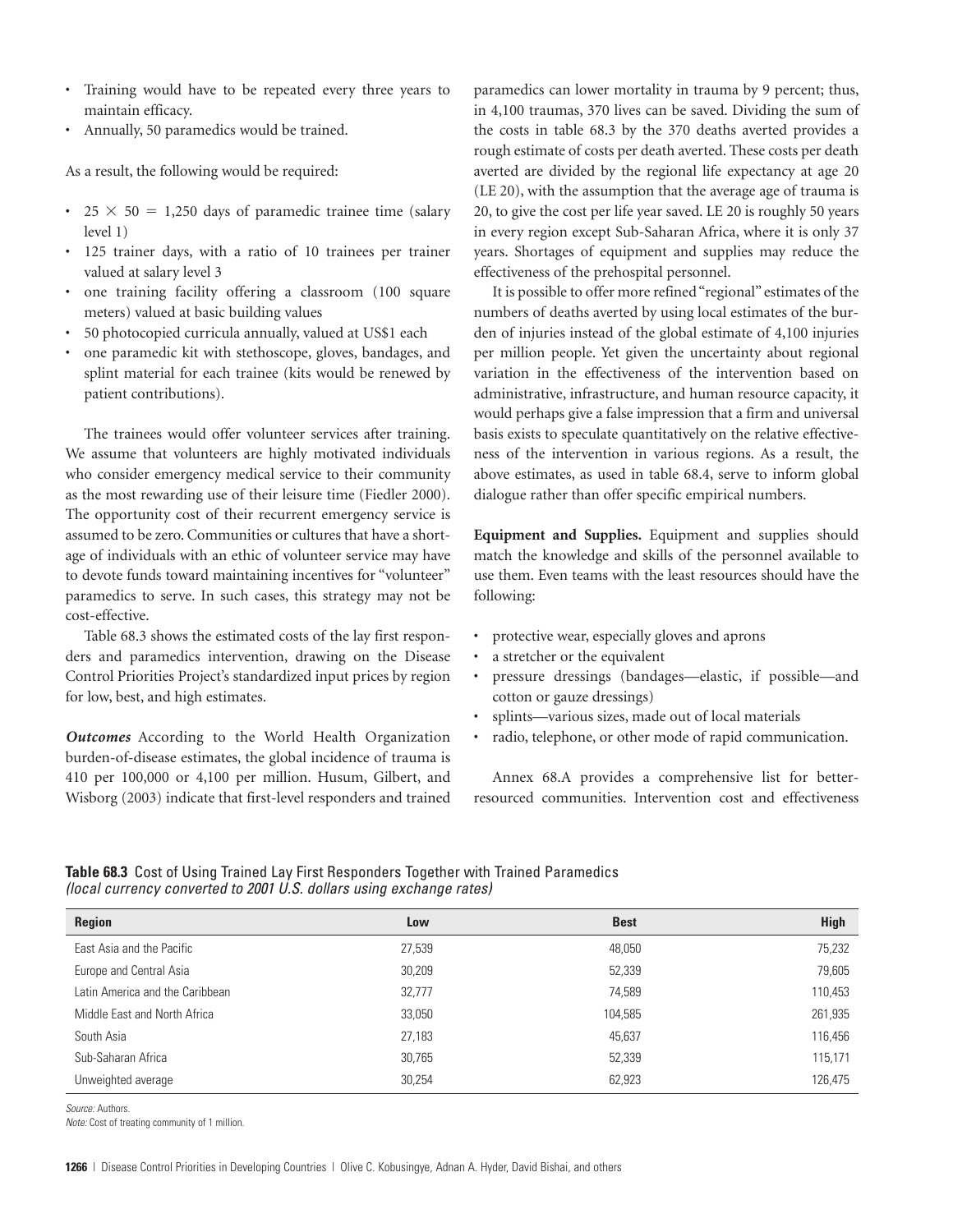- Training would have to be repeated every three years to maintain efficacy.
- Annually, 50 paramedics would be trained.

As a result, the following would be required:

- $25 \times 50 = 1,250$ days of paramedic trainee time (salary level 1)
- 125 trainer days, with a ratio of 10 trainees per trainer valued at salary level 3
- one training facility offering a classroom (100 square meters) valued at basic building values
- 50 photocopied curricula annually, valued at US$1 each
- one paramedic kit with stethoscope, gloves, bandages, and splint material for each trainee (kits would be renewed by patient contributions).

The trainees would offer volunteer services after training. We assume that volunteers are highly motivated individuals who consider emergency medical service to their community as the most rewarding use of their leisure time (Fiedler 2000). The opportunity cost of their recurrent emergency service is assumed to be zero. Communities or cultures that have a shortage of individuals with an ethic of volunteer service may have to devote funds toward maintaining incentives for "volunteer" paramedics to serve. In such cases, this strategy may not be cost-effective.

Table 68.3 shows the estimated costs of the lay first responders and paramedics intervention, drawing on the Disease Control Priorities Project's standardized input prices by region for low, best, and high estimates.

***Outcomes*** According to the World Health Organization burden-of-disease estimates, the global incidence of trauma is 410 per 100,000 or 4,100 per million. Husum, Gilbert, and Wisborg (2003) indicate that first-level responders and trained paramedics can lower mortality in trauma by 9 percent; thus, in 4,100 traumas, 370 lives can be saved. Dividing the sum of the costs in table 68.3 by the 370 deaths averted provides a rough estimate of costs per death averted. These costs per death averted are divided by the regional life expectancy at age 20 (LE 20), with the assumption that the average age of trauma is 20, to give the cost per life year saved. LE 20 is roughly 50 years in every region except Sub-Saharan Africa, where it is only 37 years. Shortages of equipment and supplies may reduce the effectiveness of the prehospital personnel.

It is possible to offer more refined "regional" estimates of the numbers of deaths averted by using local estimates of the burden of injuries instead of the global estimate of 4,100 injuries per million people. Yet given the uncertainty about regional variation in the effectiveness of the intervention based on administrative, infrastructure, and human resource capacity, it would perhaps give a false impression that a firm and universal basis exists to speculate quantitatively on the relative effectiveness of the intervention in various regions. As a result, the above estimates, as used in table 68.4, serve to inform global dialogue rather than offer specific empirical numbers.

**Equipment and Supplies.** Equipment and supplies should match the knowledge and skills of the personnel available to use them. Even teams with the least resources should have the following:

- protective wear, especially gloves and aprons
- a stretcher or the equivalent
- pressure dressings (bandages—elastic, if possible—and cotton or gauze dressings)
- splints—various sizes, made out of local materials
- radio, telephone, or other mode of rapid communication.

Annex 68.A provides a comprehensive list for better-resourced communities. Intervention cost and effectiveness

**Table 68.3** Cost of Using Trained Lay First Responders Together with Trained Paramedics
*(local currency converted to 2001 U.S. dollars using exchange rates)*

| Region | Low | Best | High |
|---|---|---|---|
| East Asia and the Pacific | 27,539 | 48,050 | 75,232 |
| Europe and Central Asia | 30,209 | 52,339 | 79,605 |
| Latin America and the Caribbean | 32,777 | 74,589 | 110,453 |
| Middle East and North Africa | 33,050 | 104,585 | 261,935 |
| South Asia | 27,183 | 45,637 | 116,456 |
| Sub-Saharan Africa | 30,765 | 52,339 | 115,171 |
| Unweighted average | 30,254 | 62,923 | 126,475 |

*Source:* Authors.
*Note:* Cost of treating community of 1 million.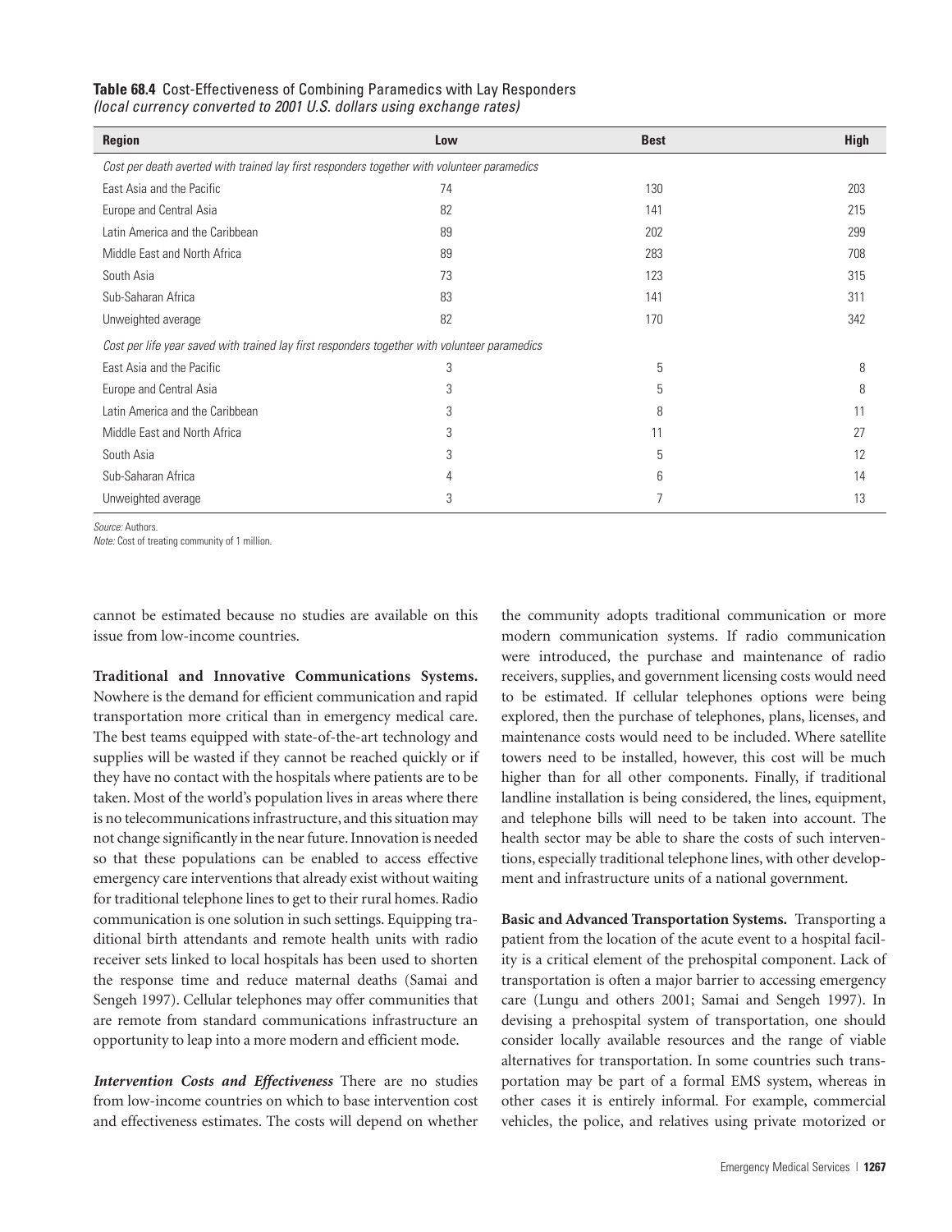**Table 68.4** Cost-Effectiveness of Combining Paramedics with Lay Responders
*(local currency converted to 2001 U.S. dollars using exchange rates)*

| Region | Low | Best | High |
|---|---|---|---|
| *Cost per death averted with trained lay first responders together with volunteer paramedics* | | | |
| East Asia and the Pacific | 74 | 130 | 203 |
| Europe and Central Asia | 82 | 141 | 215 |
| Latin America and the Caribbean | 89 | 202 | 299 |
| Middle East and North Africa | 89 | 283 | 708 |
| South Asia | 73 | 123 | 315 |
| Sub-Saharan Africa | 83 | 141 | 311 |
| Unweighted average | 82 | 170 | 342 |
| *Cost per life year saved with trained lay first responders together with volunteer paramedics* | | | |
| East Asia and the Pacific | 3 | 5 | 8 |
| Europe and Central Asia | 3 | 5 | 8 |
| Latin America and the Caribbean | 3 | 8 | 11 |
| Middle East and North Africa | 3 | 11 | 27 |
| South Asia | 3 | 5 | 12 |
| Sub-Saharan Africa | 4 | 6 | 14 |
| Unweighted average | 3 | 7 | 13 |

*Source:* Authors.
*Note:* Cost of treating community of 1 million.

cannot be estimated because no studies are available on this issue from low-income countries.

**Traditional and Innovative Communications Systems.** Nowhere is the demand for efficient communication and rapid transportation more critical than in emergency medical care. The best teams equipped with state-of-the-art technology and supplies will be wasted if they cannot be reached quickly or if they have no contact with the hospitals where patients are to be taken. Most of the world's population lives in areas where there is no telecommunications infrastructure, and this situation may not change significantly in the near future. Innovation is needed so that these populations can be enabled to access effective emergency care interventions that already exist without waiting for traditional telephone lines to get to their rural homes. Radio communication is one solution in such settings. Equipping traditional birth attendants and remote health units with radio receiver sets linked to local hospitals has been used to shorten the response time and reduce maternal deaths (Samai and Sengeh 1997). Cellular telephones may offer communities that are remote from standard communications infrastructure an opportunity to leap into a more modern and efficient mode.

***Intervention Costs and Effectiveness*** There are no studies from low-income countries on which to base intervention cost and effectiveness estimates. The costs will depend on whether the community adopts traditional communication or more modern communication systems. If radio communication were introduced, the purchase and maintenance of radio receivers, supplies, and government licensing costs would need to be estimated. If cellular telephones options were being explored, then the purchase of telephones, plans, licenses, and maintenance costs would need to be included. Where satellite towers need to be installed, however, this cost will be much higher than for all other components. Finally, if traditional landline installation is being considered, the lines, equipment, and telephone bills will need to be taken into account. The health sector may be able to share the costs of such interventions, especially traditional telephone lines, with other development and infrastructure units of a national government.

**Basic and Advanced Transportation Systems.** Transporting a patient from the location of the acute event to a hospital facility is a critical element of the prehospital component. Lack of transportation is often a major barrier to accessing emergency care (Lungu and others 2001; Samai and Sengeh 1997). In devising a prehospital system of transportation, one should consider locally available resources and the range of viable alternatives for transportation. In some countries such transportation may be part of a formal EMS system, whereas in other cases it is entirely informal. For example, commercial vehicles, the police, and relatives using private motorized or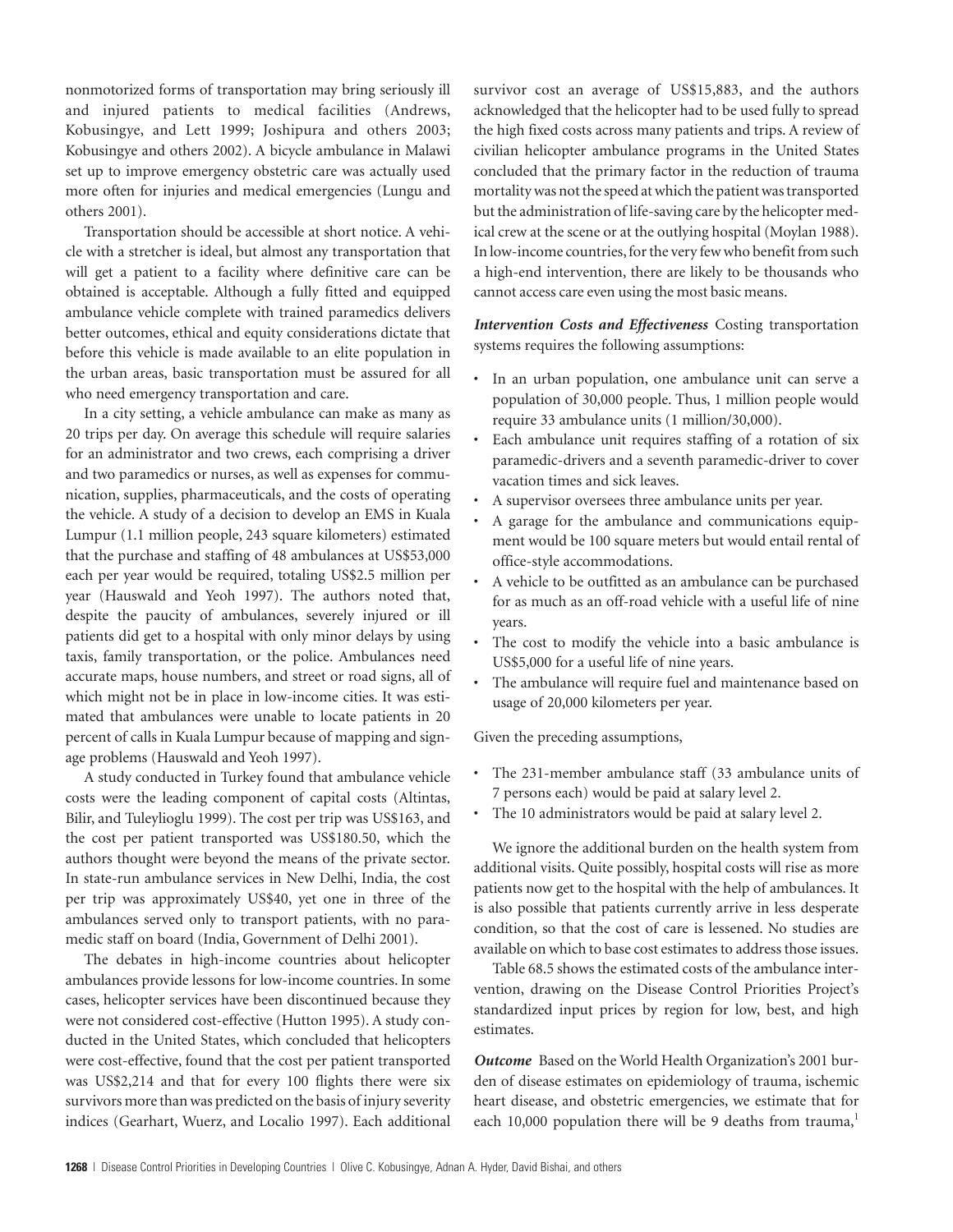nonmotorized forms of transportation may bring seriously ill and injured patients to medical facilities (Andrews, Kobusingye, and Lett 1999; Joshipura and others 2003; Kobusingye and others 2002). A bicycle ambulance in Malawi set up to improve emergency obstetric care was actually used more often for injuries and medical emergencies (Lungu and others 2001).

Transportation should be accessible at short notice. A vehicle with a stretcher is ideal, but almost any transportation that will get a patient to a facility where definitive care can be obtained is acceptable. Although a fully fitted and equipped ambulance vehicle complete with trained paramedics delivers better outcomes, ethical and equity considerations dictate that before this vehicle is made available to an elite population in the urban areas, basic transportation must be assured for all who need emergency transportation and care.

In a city setting, a vehicle ambulance can make as many as 20 trips per day. On average this schedule will require salaries for an administrator and two crews, each comprising a driver and two paramedics or nurses, as well as expenses for communication, supplies, pharmaceuticals, and the costs of operating the vehicle. A study of a decision to develop an EMS in Kuala Lumpur (1.1 million people, 243 square kilometers) estimated that the purchase and staffing of 48 ambulances at US$53,000 each per year would be required, totaling US$2.5 million per year (Hauswald and Yeoh 1997). The authors noted that, despite the paucity of ambulances, severely injured or ill patients did get to a hospital with only minor delays by using taxis, family transportation, or the police. Ambulances need accurate maps, house numbers, and street or road signs, all of which might not be in place in low-income cities. It was estimated that ambulances were unable to locate patients in 20 percent of calls in Kuala Lumpur because of mapping and signage problems (Hauswald and Yeoh 1997).

A study conducted in Turkey found that ambulance vehicle costs were the leading component of capital costs (Altintas, Bilir, and Tuleylioglu 1999). The cost per trip was US$163, and the cost per patient transported was US$180.50, which the authors thought were beyond the means of the private sector. In state-run ambulance services in New Delhi, India, the cost per trip was approximately US$40, yet one in three of the ambulances served only to transport patients, with no paramedic staff on board (India, Government of Delhi 2001).

The debates in high-income countries about helicopter ambulances provide lessons for low-income countries. In some cases, helicopter services have been discontinued because they were not considered cost-effective (Hutton 1995). A study conducted in the United States, which concluded that helicopters were cost-effective, found that the cost per patient transported was US$2,214 and that for every 100 flights there were six survivors more than was predicted on the basis of injury severity indices (Gearhart, Wuerz, and Localio 1997). Each additional survivor cost an average of US$15,883, and the authors acknowledged that the helicopter had to be used fully to spread the high fixed costs across many patients and trips. A review of civilian helicopter ambulance programs in the United States concluded that the primary factor in the reduction of trauma mortality was not the speed at which the patient was transported but the administration of life-saving care by the helicopter medical crew at the scene or at the outlying hospital (Moylan 1988). In low-income countries, for the very few who benefit from such a high-end intervention, there are likely to be thousands who cannot access care even using the most basic means.

***Intervention Costs and Effectiveness*** Costing transportation systems requires the following assumptions:

- In an urban population, one ambulance unit can serve a population of 30,000 people. Thus, 1 million people would require 33 ambulance units (1 million/30,000).
- Each ambulance unit requires staffing of a rotation of six paramedic-drivers and a seventh paramedic-driver to cover vacation times and sick leaves.
- A supervisor oversees three ambulance units per year.
- A garage for the ambulance and communications equipment would be 100 square meters but would entail rental of office-style accommodations.
- A vehicle to be outfitted as an ambulance can be purchased for as much as an off-road vehicle with a useful life of nine years.
- The cost to modify the vehicle into a basic ambulance is US$5,000 for a useful life of nine years.
- The ambulance will require fuel and maintenance based on usage of 20,000 kilometers per year.

Given the preceding assumptions,

- The 231-member ambulance staff (33 ambulance units of 7 persons each) would be paid at salary level 2.
- The 10 administrators would be paid at salary level 2.

We ignore the additional burden on the health system from additional visits. Quite possibly, hospital costs will rise as more patients now get to the hospital with the help of ambulances. It is also possible that patients currently arrive in less desperate condition, so that the cost of care is lessened. No studies are available on which to base cost estimates to address those issues.

Table 68.5 shows the estimated costs of the ambulance intervention, drawing on the Disease Control Priorities Project's standardized input prices by region for low, best, and high estimates.

***Outcome*** Based on the World Health Organization's 2001 burden of disease estimates on epidemiology of trauma, ischemic heart disease, and obstetric emergencies, we estimate that for each 10,000 population there will be 9 deaths from trauma,[1]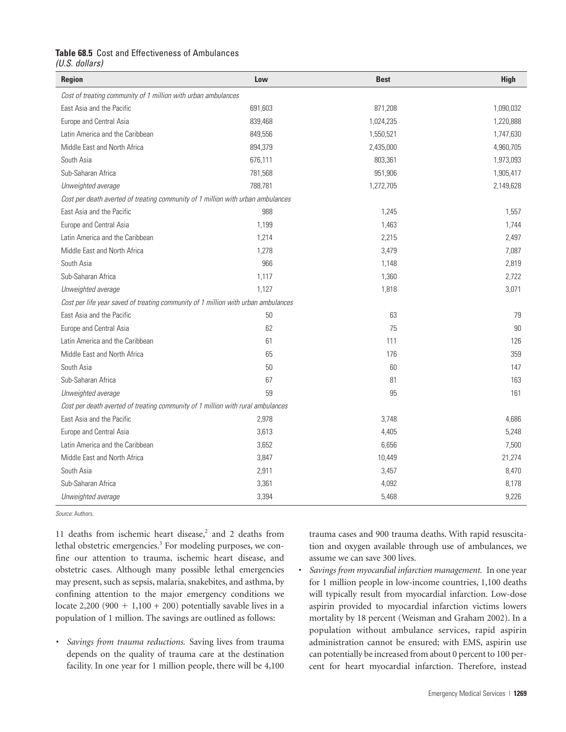**Table 68.5** Cost and Effectiveness of Ambulances
*(U.S. dollars)*

| Region | Low | Best | High |
|---|---|---|---|
| *Cost of treating community of 1 million with urban ambulances* | | | |
| East Asia and the Pacific | 691,603 | 871,208 | 1,090,032 |
| Europe and Central Asia | 839,468 | 1,024,235 | 1,220,888 |
| Latin America and the Caribbean | 849,556 | 1,550,521 | 1,747,630 |
| Middle East and North Africa | 894,379 | 2,435,000 | 4,960,705 |
| South Asia | 676,111 | 803,361 | 1,973,093 |
| Sub-Saharan Africa | 781,568 | 951,906 | 1,905,417 |
| *Unweighted average* | 788,781 | 1,272,705 | 2,149,628 |
| *Cost per death averted of treating community of 1 million with urban ambulances* | | | |
| East Asia and the Pacific | 988 | 1,245 | 1,557 |
| Europe and Central Asia | 1,199 | 1,463 | 1,744 |
| Latin America and the Caribbean | 1,214 | 2,215 | 2,497 |
| Middle East and North Africa | 1,278 | 3,479 | 7,087 |
| South Asia | 966 | 1,148 | 2,819 |
| Sub-Saharan Africa | 1,117 | 1,360 | 2,722 |
| *Unweighted average* | 1,127 | 1,818 | 3,071 |
| *Cost per life year saved of treating community of 1 million with urban ambulances* | | | |
| East Asia and the Pacific | 50 | 63 | 79 |
| Europe and Central Asia | 62 | 75 | 90 |
| Latin America and the Caribbean | 61 | 111 | 126 |
| Middle East and North Africa | 65 | 176 | 359 |
| South Asia | 50 | 60 | 147 |
| Sub-Saharan Africa | 67 | 81 | 163 |
| *Unweighted average* | 59 | 95 | 161 |
| *Cost per death averted of treating community of 1 million with rural ambulances* | | | |
| East Asia and the Pacific | 2,978 | 3,748 | 4,686 |
| Europe and Central Asia | 3,613 | 4,405 | 5,248 |
| Latin America and the Caribbean | 3,652 | 6,656 | 7,500 |
| Middle East and North Africa | 3,847 | 10,449 | 21,274 |
| South Asia | 2,911 | 3,457 | 8,470 |
| Sub-Saharan Africa | 3,361 | 4,092 | 8,178 |
| *Unweighted average* | 3,394 | 5,468 | 9,226 |

*Source:* Authors.

11 deaths from ischemic heart disease,[2] and 2 deaths from lethal obstetric emergencies.[3] For modeling purposes, we confine our attention to trauma, ischemic heart disease, and obstetric cases. Although many possible lethal emergencies may present, such as sepsis, malaria, snakebites, and asthma, by confining attention to the major emergency conditions we locate 2,200 (900 + 1,100 + 200) potentially savable lives in a population of 1 million. The savings are outlined as follows:

- *Savings from trauma reductions.* Saving lives from trauma depends on the quality of trauma care at the destination facility. In one year for 1 million people, there will be 4,100 trauma cases and 900 trauma deaths. With rapid resuscitation and oxygen available through use of ambulances, we assume we can save 300 lives.
- *Savings from myocardial infarction management.* In one year for 1 million people in low-income countries, 1,100 deaths will typically result from myocardial infarction. Low-dose aspirin provided to myocardial infarction victims lowers mortality by 18 percent (Weisman and Graham 2002). In a population without ambulance services, rapid aspirin administration cannot be ensured; with EMS, aspirin use can potentially be increased from about 0 percent to 100 percent for heart myocardial infarction. Therefore, instead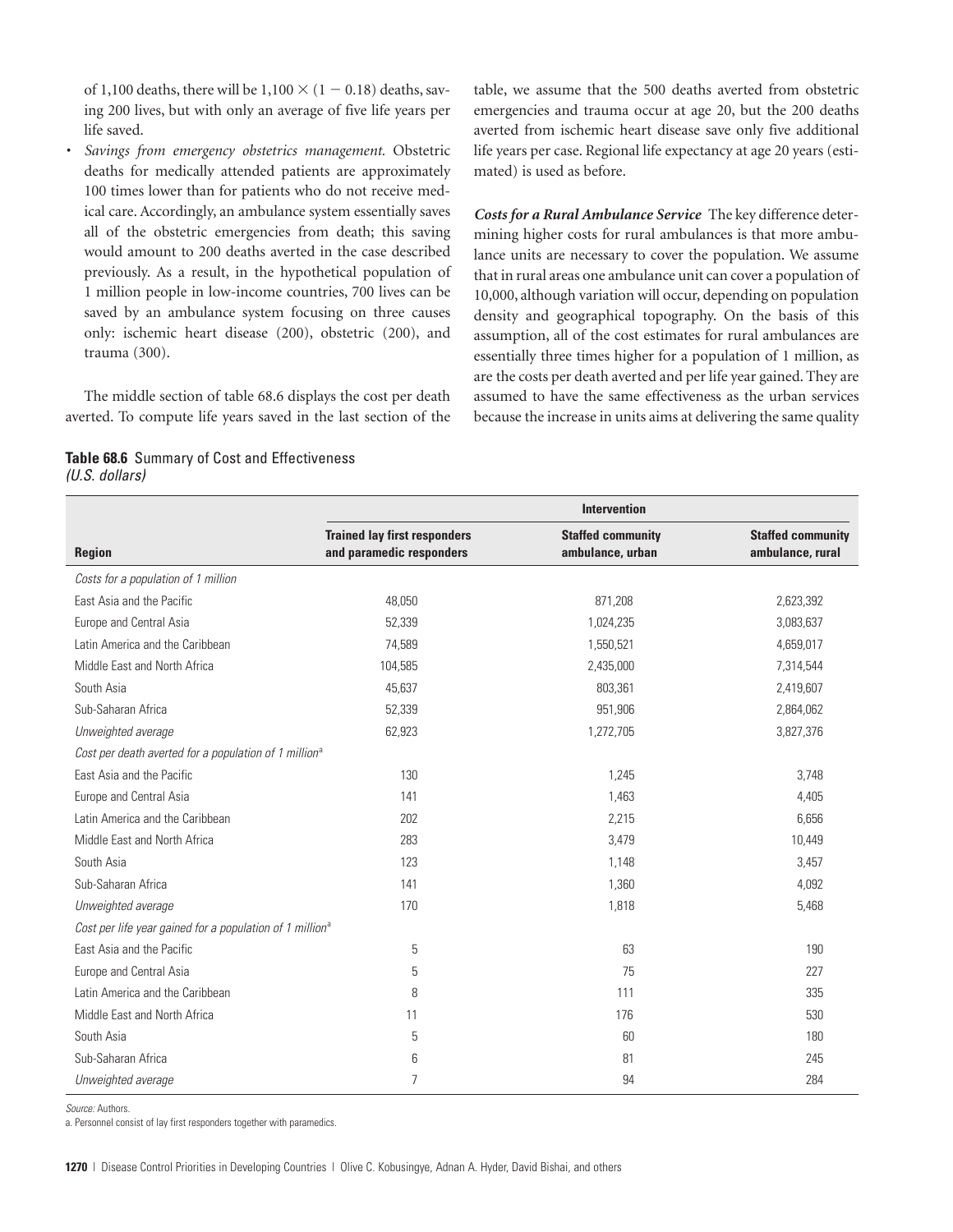of 1,100 deaths, there will be $1,100 \times (1 - 0.18)$ deaths, saving 200 lives, but with only an average of five life years per life saved.

- *Savings from emergency obstetrics management.* Obstetric deaths for medically attended patients are approximately 100 times lower than for patients who do not receive medical care. Accordingly, an ambulance system essentially saves all of the obstetric emergencies from death; this saving would amount to 200 deaths averted in the case described previously. As a result, in the hypothetical population of 1 million people in low-income countries, 700 lives can be saved by an ambulance system focusing on three causes only: ischemic heart disease (200), obstetric (200), and trauma (300).

The middle section of table 68.6 displays the cost per death averted. To compute life years saved in the last section of the table, we assume that the 500 deaths averted from obstetric emergencies and trauma occur at age 20, but the 200 deaths averted from ischemic heart disease save only five additional life years per case. Regional life expectancy at age 20 years (estimated) is used as before.

***Costs for a Rural Ambulance Service*** The key difference determining higher costs for rural ambulances is that more ambulance units are necessary to cover the population. We assume that in rural areas one ambulance unit can cover a population of 10,000, although variation will occur, depending on population density and geographical topography. On the basis of this assumption, all of the cost estimates for rural ambulances are essentially three times higher for a population of 1 million, as are the costs per death averted and per life year gained. They are assumed to have the same effectiveness as the urban services because the increase in units aims at delivering the same quality

**Table 68.6** Summary of Cost and Effectiveness
*(U.S. dollars)*

| | Intervention | | |
|---|---|---|---|
| **Region** | **Trained lay first responders and paramedic responders** | **Staffed community ambulance, urban** | **Staffed community ambulance, rural** |
| *Costs for a population of 1 million* | | | |
| East Asia and the Pacific | 48,050 | 871,208 | 2,623,392 |
| Europe and Central Asia | 52,339 | 1,024,235 | 3,083,637 |
| Latin America and the Caribbean | 74,589 | 1,550,521 | 4,659,017 |
| Middle East and North Africa | 104,585 | 2,435,000 | 7,314,544 |
| South Asia | 45,637 | 803,361 | 2,419,607 |
| Sub-Saharan Africa | 52,339 | 951,906 | 2,864,062 |
| *Unweighted average* | 62,923 | 1,272,705 | 3,827,376 |
| *Cost per death averted for a population of 1 million*[a] | | | |
| East Asia and the Pacific | 130 | 1,245 | 3,748 |
| Europe and Central Asia | 141 | 1,463 | 4,405 |
| Latin America and the Caribbean | 202 | 2,215 | 6,656 |
| Middle East and North Africa | 283 | 3,479 | 10,449 |
| South Asia | 123 | 1,148 | 3,457 |
| Sub-Saharan Africa | 141 | 1,360 | 4,092 |
| *Unweighted average* | 170 | 1,818 | 5,468 |
| *Cost per life year gained for a population of 1 million*[a] | | | |
| East Asia and the Pacific | 5 | 63 | 190 |
| Europe and Central Asia | 5 | 75 | 227 |
| Latin America and the Caribbean | 8 | 111 | 335 |
| Middle East and North Africa | 11 | 176 | 530 |
| South Asia | 5 | 60 | 180 |
| Sub-Saharan Africa | 6 | 81 | 245 |
| *Unweighted average* | 7 | 94 | 284 |

*Source:* Authors.

a. Personnel consist of lay first responders together with paramedics.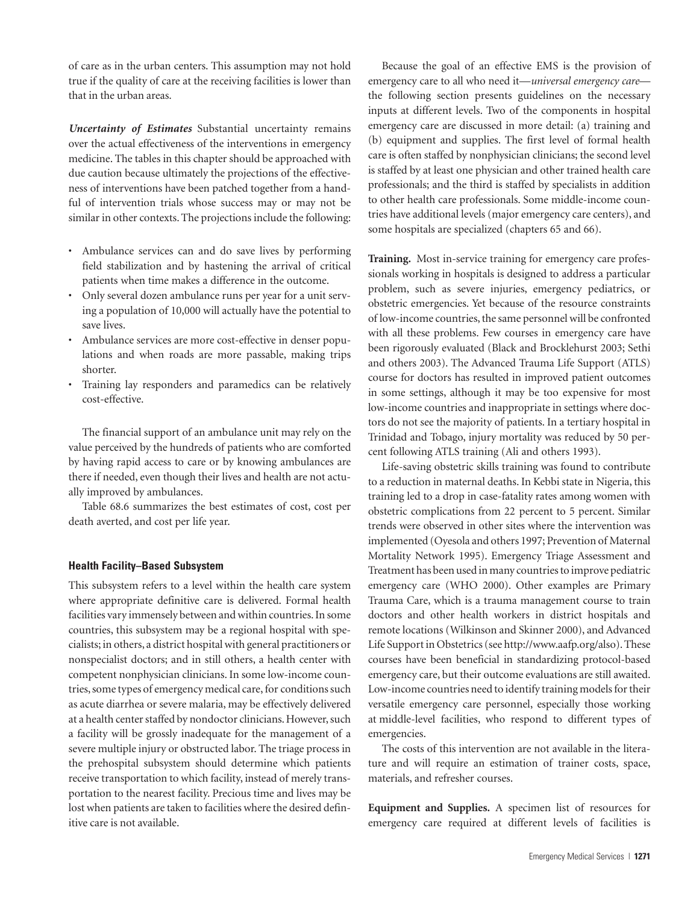of care as in the urban centers. This assumption may not hold true if the quality of care at the receiving facilities is lower than that in the urban areas.

***Uncertainty of Estimates*** Substantial uncertainty remains over the actual effectiveness of the interventions in emergency medicine. The tables in this chapter should be approached with due caution because ultimately the projections of the effectiveness of interventions have been patched together from a handful of intervention trials whose success may or may not be similar in other contexts. The projections include the following:

- Ambulance services can and do save lives by performing field stabilization and by hastening the arrival of critical patients when time makes a difference in the outcome.
- Only several dozen ambulance runs per year for a unit serving a population of 10,000 will actually have the potential to save lives.
- Ambulance services are more cost-effective in denser populations and when roads are more passable, making trips shorter.
- Training lay responders and paramedics can be relatively cost-effective.

The financial support of an ambulance unit may rely on the value perceived by the hundreds of patients who are comforted by having rapid access to care or by knowing ambulances are there if needed, even though their lives and health are not actually improved by ambulances.

Table 68.6 summarizes the best estimates of cost, cost per death averted, and cost per life year.

### Health Facility–Based Subsystem

This subsystem refers to a level within the health care system where appropriate definitive care is delivered. Formal health facilities vary immensely between and within countries. In some countries, this subsystem may be a regional hospital with specialists; in others, a district hospital with general practitioners or nonspecialist doctors; and in still others, a health center with competent nonphysician clinicians. In some low-income countries, some types of emergency medical care, for conditions such as acute diarrhea or severe malaria, may be effectively delivered at a health center staffed by nondoctor clinicians. However, such a facility will be grossly inadequate for the management of a severe multiple injury or obstructed labor. The triage process in the prehospital subsystem should determine which patients receive transportation to which facility, instead of merely transportation to the nearest facility. Precious time and lives may be lost when patients are taken to facilities where the desired definitive care is not available.

Because the goal of an effective EMS is the provision of emergency care to all who need it—*universal emergency care*—the following section presents guidelines on the necessary inputs at different levels. Two of the components in hospital emergency care are discussed in more detail: (a) training and (b) equipment and supplies. The first level of formal health care is often staffed by nonphysician clinicians; the second level is staffed by at least one physician and other trained health care professionals; and the third is staffed by specialists in addition to other health care professionals. Some middle-income countries have additional levels (major emergency care centers), and some hospitals are specialized (chapters 65 and 66).

**Training.** Most in-service training for emergency care professionals working in hospitals is designed to address a particular problem, such as severe injuries, emergency pediatrics, or obstetric emergencies. Yet because of the resource constraints of low-income countries, the same personnel will be confronted with all these problems. Few courses in emergency care have been rigorously evaluated (Black and Brocklehurst 2003; Sethi and others 2003). The Advanced Trauma Life Support (ATLS) course for doctors has resulted in improved patient outcomes in some settings, although it may be too expensive for most low-income countries and inappropriate in settings where doctors do not see the majority of patients. In a tertiary hospital in Trinidad and Tobago, injury mortality was reduced by 50 percent following ATLS training (Ali and others 1993).

Life-saving obstetric skills training was found to contribute to a reduction in maternal deaths. In Kebbi state in Nigeria, this training led to a drop in case-fatality rates among women with obstetric complications from 22 percent to 5 percent. Similar trends were observed in other sites where the intervention was implemented (Oyesola and others 1997; Prevention of Maternal Mortality Network 1995). Emergency Triage Assessment and Treatment has been used in many countries to improve pediatric emergency care (WHO 2000). Other examples are Primary Trauma Care, which is a trauma management course to train doctors and other health workers in district hospitals and remote locations (Wilkinson and Skinner 2000), and Advanced Life Support in Obstetrics (see http://www.aafp.org/also). These courses have been beneficial in standardizing protocol-based emergency care, but their outcome evaluations are still awaited. Low-income countries need to identify training models for their versatile emergency care personnel, especially those working at middle-level facilities, who respond to different types of emergencies.

The costs of this intervention are not available in the literature and will require an estimation of trainer costs, space, materials, and refresher courses.

**Equipment and Supplies.** A specimen list of resources for emergency care required at different levels of facilities is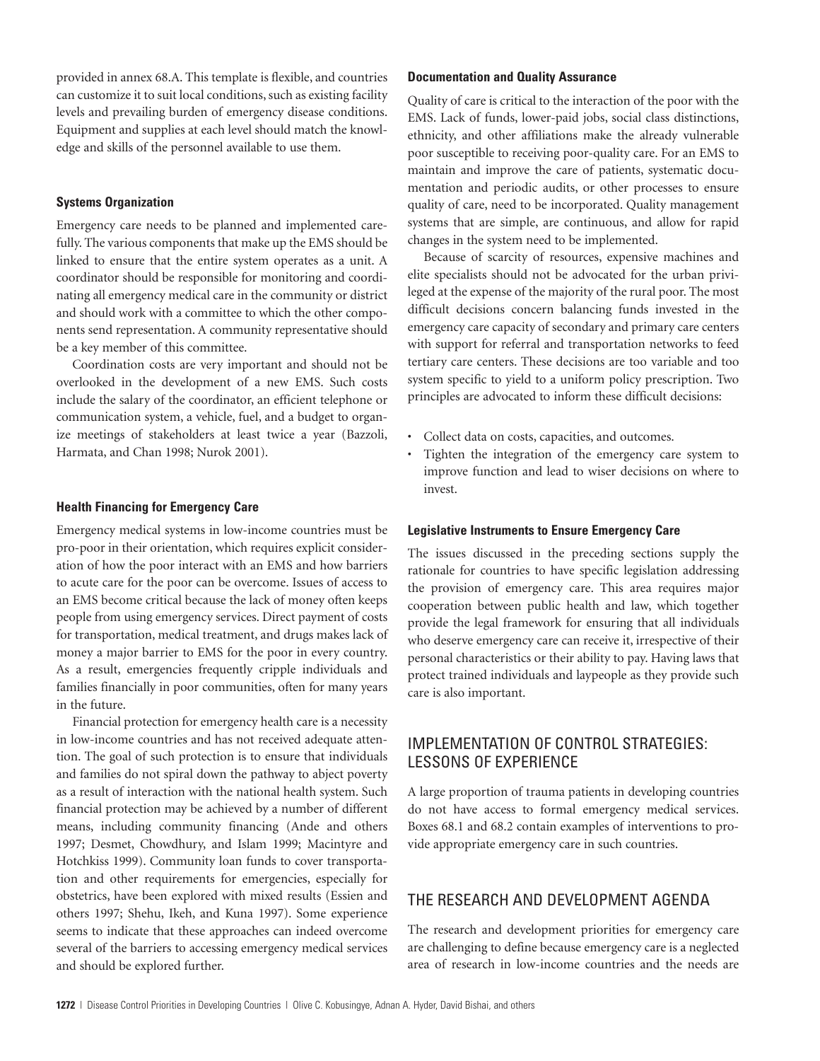provided in annex 68.A. This template is flexible, and countries can customize it to suit local conditions, such as existing facility levels and prevailing burden of emergency disease conditions. Equipment and supplies at each level should match the knowledge and skills of the personnel available to use them.

### Systems Organization

Emergency care needs to be planned and implemented carefully. The various components that make up the EMS should be linked to ensure that the entire system operates as a unit. A coordinator should be responsible for monitoring and coordinating all emergency medical care in the community or district and should work with a committee to which the other components send representation. A community representative should be a key member of this committee.

Coordination costs are very important and should not be overlooked in the development of a new EMS. Such costs include the salary of the coordinator, an efficient telephone or communication system, a vehicle, fuel, and a budget to organize meetings of stakeholders at least twice a year (Bazzoli, Harmata, and Chan 1998; Nurok 2001).

### Health Financing for Emergency Care

Emergency medical systems in low-income countries must be pro-poor in their orientation, which requires explicit consideration of how the poor interact with an EMS and how barriers to acute care for the poor can be overcome. Issues of access to an EMS become critical because the lack of money often keeps people from using emergency services. Direct payment of costs for transportation, medical treatment, and drugs makes lack of money a major barrier to EMS for the poor in every country. As a result, emergencies frequently cripple individuals and families financially in poor communities, often for many years in the future.

Financial protection for emergency health care is a necessity in low-income countries and has not received adequate attention. The goal of such protection is to ensure that individuals and families do not spiral down the pathway to abject poverty as a result of interaction with the national health system. Such financial protection may be achieved by a number of different means, including community financing (Ande and others 1997; Desmet, Chowdhury, and Islam 1999; Macintyre and Hotchkiss 1999). Community loan funds to cover transportation and other requirements for emergencies, especially for obstetrics, have been explored with mixed results (Essien and others 1997; Shehu, Ikeh, and Kuna 1997). Some experience seems to indicate that these approaches can indeed overcome several of the barriers to accessing emergency medical services and should be explored further.

### Documentation and Quality Assurance

Quality of care is critical to the interaction of the poor with the EMS. Lack of funds, lower-paid jobs, social class distinctions, ethnicity, and other affiliations make the already vulnerable poor susceptible to receiving poor-quality care. For an EMS to maintain and improve the care of patients, systematic documentation and periodic audits, or other processes to ensure quality of care, need to be incorporated. Quality management systems that are simple, are continuous, and allow for rapid changes in the system need to be implemented.

Because of scarcity of resources, expensive machines and elite specialists should not be advocated for the urban privileged at the expense of the majority of the rural poor. The most difficult decisions concern balancing funds invested in the emergency care capacity of secondary and primary care centers with support for referral and transportation networks to feed tertiary care centers. These decisions are too variable and too system specific to yield to a uniform policy prescription. Two principles are advocated to inform these difficult decisions:

- Collect data on costs, capacities, and outcomes.
- Tighten the integration of the emergency care system to improve function and lead to wiser decisions on where to invest.

### Legislative Instruments to Ensure Emergency Care

The issues discussed in the preceding sections supply the rationale for countries to have specific legislation addressing the provision of emergency care. This area requires major cooperation between public health and law, which together provide the legal framework for ensuring that all individuals who deserve emergency care can receive it, irrespective of their personal characteristics or their ability to pay. Having laws that protect trained individuals and laypeople as they provide such care is also important.

## IMPLEMENTATION OF CONTROL STRATEGIES: LESSONS OF EXPERIENCE

A large proportion of trauma patients in developing countries do not have access to formal emergency medical services. Boxes 68.1 and 68.2 contain examples of interventions to provide appropriate emergency care in such countries.

## THE RESEARCH AND DEVELOPMENT AGENDA

The research and development priorities for emergency care are challenging to define because emergency care is a neglected area of research in low-income countries and the needs are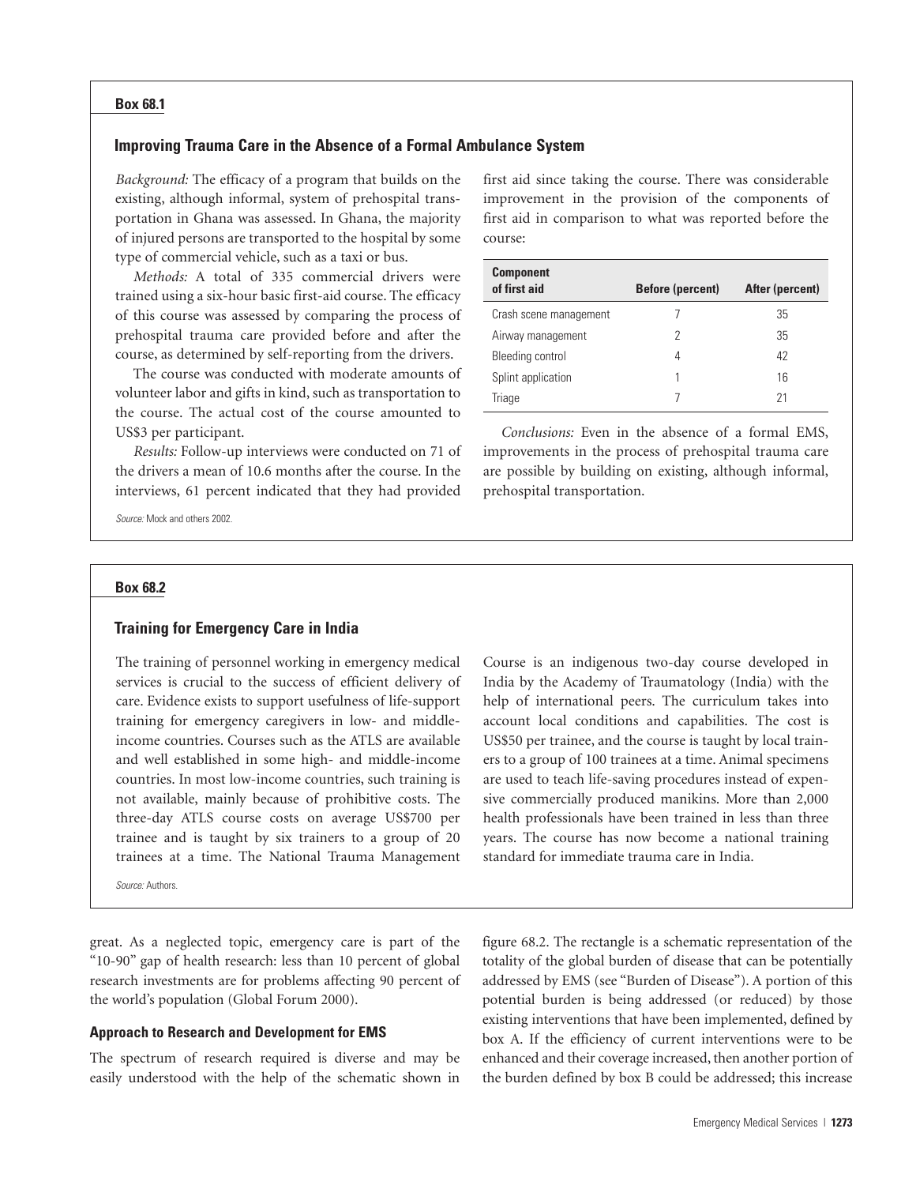**Box 68.1**

### Improving Trauma Care in the Absence of a Formal Ambulance System

*Background:* The efficacy of a program that builds on the existing, although informal, system of prehospital transportation in Ghana was assessed. In Ghana, the majority of injured persons are transported to the hospital by some type of commercial vehicle, such as a taxi or bus.

*Methods:* A total of 335 commercial drivers were trained using a six-hour basic first-aid course. The efficacy of this course was assessed by comparing the process of prehospital trauma care provided before and after the course, as determined by self-reporting from the drivers.

The course was conducted with moderate amounts of volunteer labor and gifts in kind, such as transportation to the course. The actual cost of the course amounted to US$3 per participant.

*Results:* Follow-up interviews were conducted on 71 of the drivers a mean of 10.6 months after the course. In the interviews, 61 percent indicated that they had provided first aid since taking the course. There was considerable improvement in the provision of the components of first aid in comparison to what was reported before the course:

| Component of first aid | Before (percent) | After (percent) |
|---|---|---|
| Crash scene management | 7 | 35 |
| Airway management | 2 | 35 |
| Bleeding control | 4 | 42 |
| Splint application | 1 | 16 |
| Triage | 7 | 21 |

*Conclusions:* Even in the absence of a formal EMS, improvements in the process of prehospital trauma care are possible by building on existing, although informal, prehospital transportation.

*Source:* Mock and others 2002.

**Box 68.2**

### Training for Emergency Care in India

The training of personnel working in emergency medical services is crucial to the success of efficient delivery of care. Evidence exists to support usefulness of life-support training for emergency caregivers in low- and middle-income countries. Courses such as the ATLS are available and well established in some high- and middle-income countries. In most low-income countries, such training is not available, mainly because of prohibitive costs. The three-day ATLS course costs on average US$700 per trainee and is taught by six trainers to a group of 20 trainees at a time. The National Trauma Management Course is an indigenous two-day course developed in India by the Academy of Traumatology (India) with the help of international peers. The curriculum takes into account local conditions and capabilities. The cost is US$50 per trainee, and the course is taught by local trainers to a group of 100 trainees at a time. Animal specimens are used to teach life-saving procedures instead of expensive commercially produced manikins. More than 2,000 health professionals have been trained in less than three years. The course has now become a national training standard for immediate trauma care in India.

*Source:* Authors.

great. As a neglected topic, emergency care is part of the "10-90" gap of health research: less than 10 percent of global research investments are for problems affecting 90 percent of the world's population (Global Forum 2000).

#### Approach to Research and Development for EMS

The spectrum of research required is diverse and may be easily understood with the help of the schematic shown in figure 68.2. The rectangle is a schematic representation of the totality of the global burden of disease that can be potentially addressed by EMS (see "Burden of Disease"). A portion of this potential burden is being addressed (or reduced) by those existing interventions that have been implemented, defined by box A. If the efficiency of current interventions were to be enhanced and their coverage increased, then another portion of the burden defined by box B could be addressed; this increase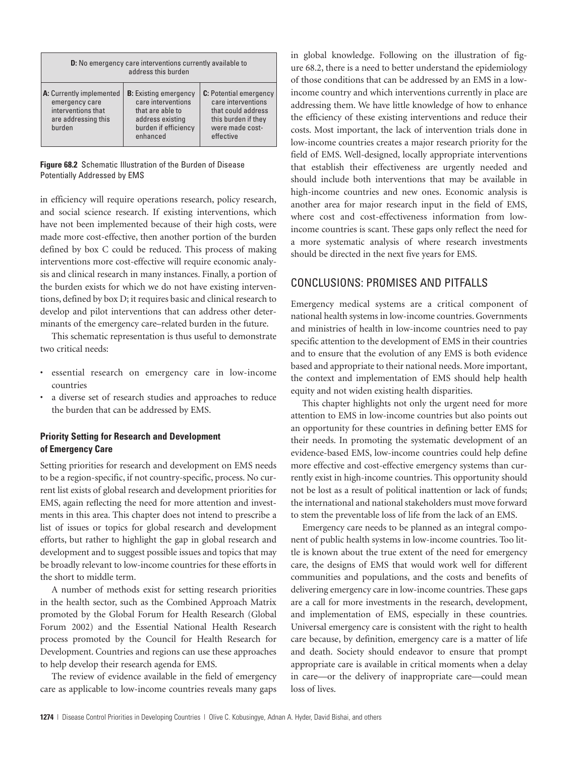| D: No emergency care interventions currently available to address this burden | | |
|---|---|---|
| A: Currently implemented emergency care interventions that are addressing this burden | B: Existing emergency care interventions that are able to address existing burden if efficiency enhanced | C: Potential emergency care interventions that could address this burden if they were made cost-effective |

**Figure 68.2** Schematic Illustration of the Burden of Disease Potentially Addressed by EMS

in efficiency will require operations research, policy research, and social science research. If existing interventions, which have not been implemented because of their high costs, were made more cost-effective, then another portion of the burden defined by box C could be reduced. This process of making interventions more cost-effective will require economic analysis and clinical research in many instances. Finally, a portion of the burden exists for which we do not have existing interventions, defined by box D; it requires basic and clinical research to develop and pilot interventions that can address other determinants of the emergency care–related burden in the future.

This schematic representation is thus useful to demonstrate two critical needs:

- essential research on emergency care in low-income countries
- a diverse set of research studies and approaches to reduce the burden that can be addressed by EMS.

### Priority Setting for Research and Development of Emergency Care

Setting priorities for research and development on EMS needs to be a region-specific, if not country-specific, process. No current list exists of global research and development priorities for EMS, again reflecting the need for more attention and investments in this area. This chapter does not intend to prescribe a list of issues or topics for global research and development efforts, but rather to highlight the gap in global research and development and to suggest possible issues and topics that may be broadly relevant to low-income countries for these efforts in the short to middle term.

A number of methods exist for setting research priorities in the health sector, such as the Combined Approach Matrix promoted by the Global Forum for Health Research (Global Forum 2002) and the Essential National Health Research process promoted by the Council for Health Research for Development. Countries and regions can use these approaches to help develop their research agenda for EMS.

The review of evidence available in the field of emergency care as applicable to low-income countries reveals many gaps in global knowledge. Following on the illustration of figure 68.2, there is a need to better understand the epidemiology of those conditions that can be addressed by an EMS in a low-income country and which interventions currently in place are addressing them. We have little knowledge of how to enhance the efficiency of these existing interventions and reduce their costs. Most important, the lack of intervention trials done in low-income countries creates a major research priority for the field of EMS. Well-designed, locally appropriate interventions that establish their effectiveness are urgently needed and should include both interventions that may be available in high-income countries and new ones. Economic analysis is another area for major research input in the field of EMS, where cost and cost-effectiveness information from low-income countries is scant. These gaps only reflect the need for a more systematic analysis of where research investments should be directed in the next five years for EMS.

## CONCLUSIONS: PROMISES AND PITFALLS

Emergency medical systems are a critical component of national health systems in low-income countries. Governments and ministries of health in low-income countries need to pay specific attention to the development of EMS in their countries and to ensure that the evolution of any EMS is both evidence based and appropriate to their national needs. More important, the context and implementation of EMS should help health equity and not widen existing health disparities.

This chapter highlights not only the urgent need for more attention to EMS in low-income countries but also points out an opportunity for these countries in defining better EMS for their needs. In promoting the systematic development of an evidence-based EMS, low-income countries could help define more effective and cost-effective emergency systems than currently exist in high-income countries. This opportunity should not be lost as a result of political inattention or lack of funds; the international and national stakeholders must move forward to stem the preventable loss of life from the lack of an EMS.

Emergency care needs to be planned as an integral component of public health systems in low-income countries. Too little is known about the true extent of the need for emergency care, the designs of EMS that would work well for different communities and populations, and the costs and benefits of delivering emergency care in low-income countries. These gaps are a call for more investments in the research, development, and implementation of EMS, especially in these countries. Universal emergency care is consistent with the right to health care because, by definition, emergency care is a matter of life and death. Society should endeavor to ensure that prompt appropriate care is available in critical moments when a delay in care—or the delivery of inappropriate care—could mean loss of lives.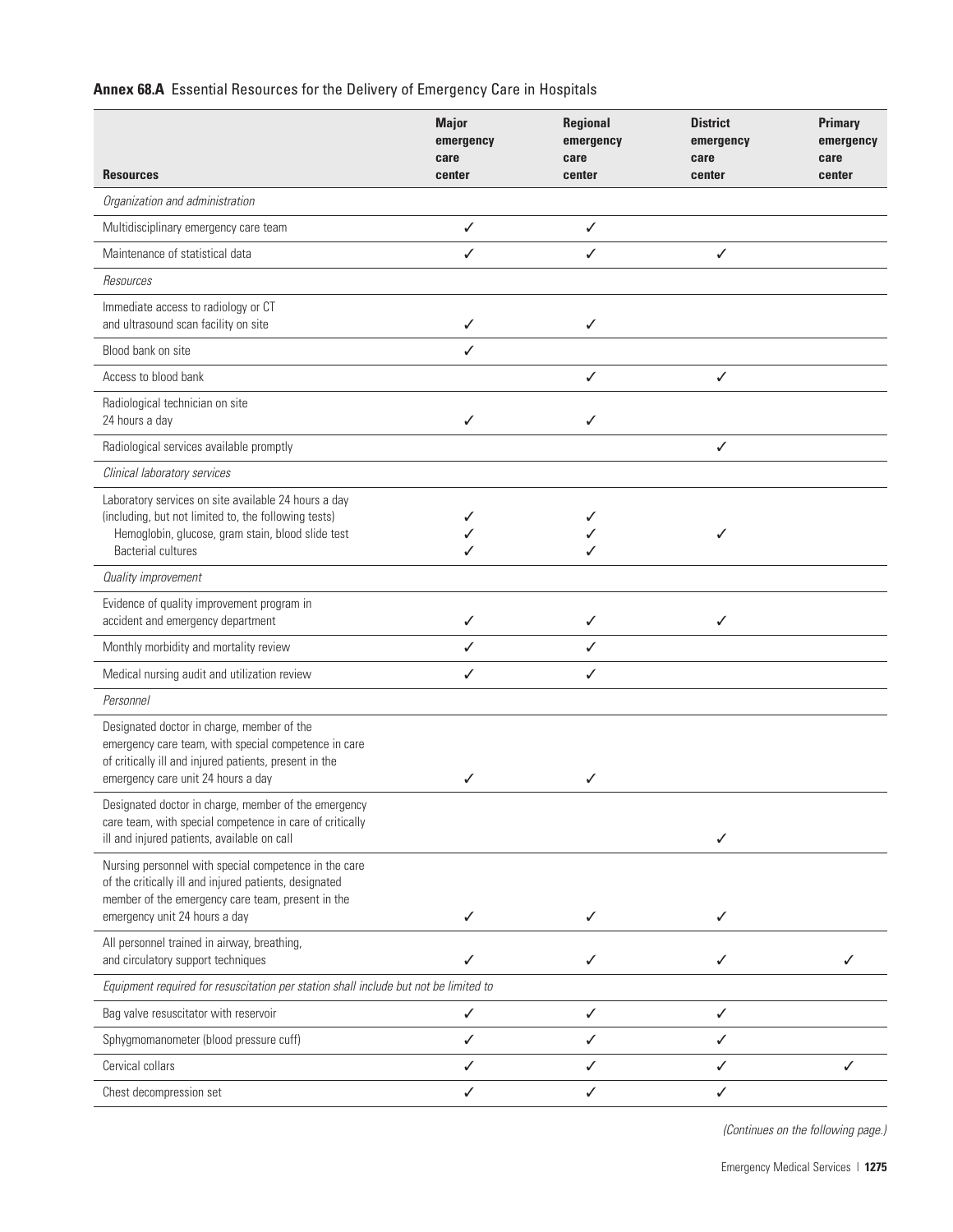**Annex 68.A** Essential Resources for the Delivery of Emergency Care in Hospitals

| Resources | Major emergency care center | Regional emergency care center | District emergency care center | Primary emergency care center |
|---|---|---|---|---|
| *Organization and administration* | | | | |
| Multidisciplinary emergency care team | ✓ | ✓ | | |
| Maintenance of statistical data | ✓ | ✓ | ✓ | |
| *Resources* | | | | |
| Immediate access to radiology or CT and ultrasound scan facility on site | ✓ | ✓ | | |
| Blood bank on site | ✓ | | | |
| Access to blood bank | | ✓ | ✓ | |
| Radiological technician on site 24 hours a day | ✓ | ✓ | | |
| Radiological services available promptly | | | ✓ | |
| *Clinical laboratory services* | | | | |
| Laboratory services on site available 24 hours a day (including, but not limited to, the following tests) | ✓ | ✓ | | |
| Hemoglobin, glucose, gram stain, blood slide test | ✓ | ✓ | ✓ | |
| Bacterial cultures | ✓ | ✓ | | |
| *Quality improvement* | | | | |
| Evidence of quality improvement program in accident and emergency department | ✓ | ✓ | ✓ | |
| Monthly morbidity and mortality review | ✓ | ✓ | | |
| Medical nursing audit and utilization review | ✓ | ✓ | | |
| *Personnel* | | | | |
| Designated doctor in charge, member of the emergency care team, with special competence in care of critically ill and injured patients, present in the emergency care unit 24 hours a day | ✓ | ✓ | | |
| Designated doctor in charge, member of the emergency care team, with special competence in care of critically ill and injured patients, available on call | | | ✓ | |
| Nursing personnel with special competence in the care of the critically ill and injured patients, designated member of the emergency care team, present in the emergency unit 24 hours a day | ✓ | ✓ | ✓ | |
| All personnel trained in airway, breathing, and circulatory support techniques | ✓ | ✓ | ✓ | ✓ |
| *Equipment required for resuscitation per station shall include but not be limited to* | | | | |
| Bag valve resuscitator with reservoir | ✓ | ✓ | ✓ | |
| Sphygmomanometer (blood pressure cuff) | ✓ | ✓ | ✓ | |
| Cervical collars | ✓ | ✓ | ✓ | ✓ |
| Chest decompression set | ✓ | ✓ | ✓ | |

*(Continues on the following page.)*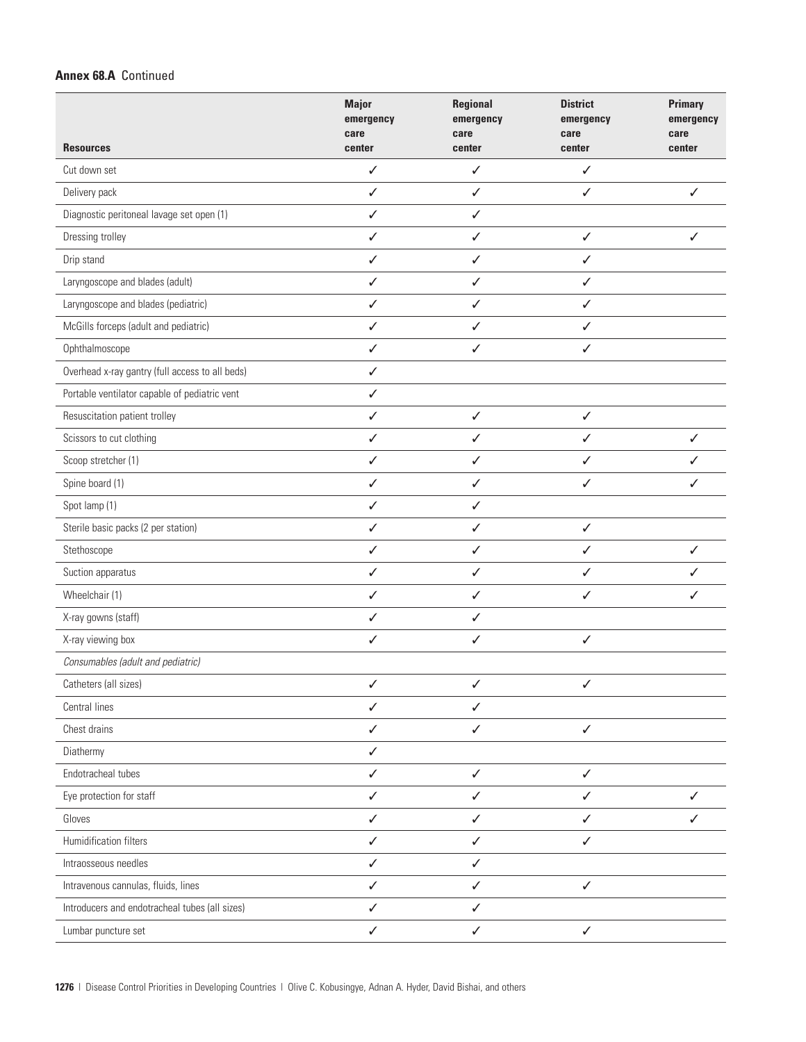**Annex 68.A** Continued

| Resources | Major emergency care center | Regional emergency care center | District emergency care center | Primary emergency care center |
|---|---|---|---|---|
| Cut down set | ✓ | ✓ | ✓ | |
| Delivery pack | ✓ | ✓ | ✓ | ✓ |
| Diagnostic peritoneal lavage set open (1) | ✓ | ✓ | | |
| Dressing trolley | ✓ | ✓ | ✓ | ✓ |
| Drip stand | ✓ | ✓ | ✓ | |
| Laryngoscope and blades (adult) | ✓ | ✓ | ✓ | |
| Laryngoscope and blades (pediatric) | ✓ | ✓ | ✓ | |
| McGills forceps (adult and pediatric) | ✓ | ✓ | ✓ | |
| Ophthalmoscope | ✓ | ✓ | ✓ | |
| Overhead x-ray gantry (full access to all beds) | ✓ | | | |
| Portable ventilator capable of pediatric vent | ✓ | | | |
| Resuscitation patient trolley | ✓ | ✓ | ✓ | |
| Scissors to cut clothing | ✓ | ✓ | ✓ | ✓ |
| Scoop stretcher (1) | ✓ | ✓ | ✓ | ✓ |
| Spine board (1) | ✓ | ✓ | ✓ | ✓ |
| Spot lamp (1) | ✓ | ✓ | | |
| Sterile basic packs (2 per station) | ✓ | ✓ | ✓ | |
| Stethoscope | ✓ | ✓ | ✓ | ✓ |
| Suction apparatus | ✓ | ✓ | ✓ | ✓ |
| Wheelchair (1) | ✓ | ✓ | ✓ | ✓ |
| X-ray gowns (staff) | ✓ | ✓ | | |
| X-ray viewing box | ✓ | ✓ | ✓ | |
| *Consumables (adult and pediatric)* | | | | |
| Catheters (all sizes) | ✓ | ✓ | ✓ | |
| Central lines | ✓ | ✓ | | |
| Chest drains | ✓ | ✓ | ✓ | |
| Diathermy | ✓ | | | |
| Endotracheal tubes | ✓ | ✓ | ✓ | |
| Eye protection for staff | ✓ | ✓ | ✓ | ✓ |
| Gloves | ✓ | ✓ | ✓ | ✓ |
| Humidification filters | ✓ | ✓ | ✓ | |
| Intraosseous needles | ✓ | ✓ | | |
| Intravenous cannulas, fluids, lines | ✓ | ✓ | ✓ | |
| Introducers and endotracheal tubes (all sizes) | ✓ | ✓ | | |
| Lumbar puncture set | ✓ | ✓ | ✓ | |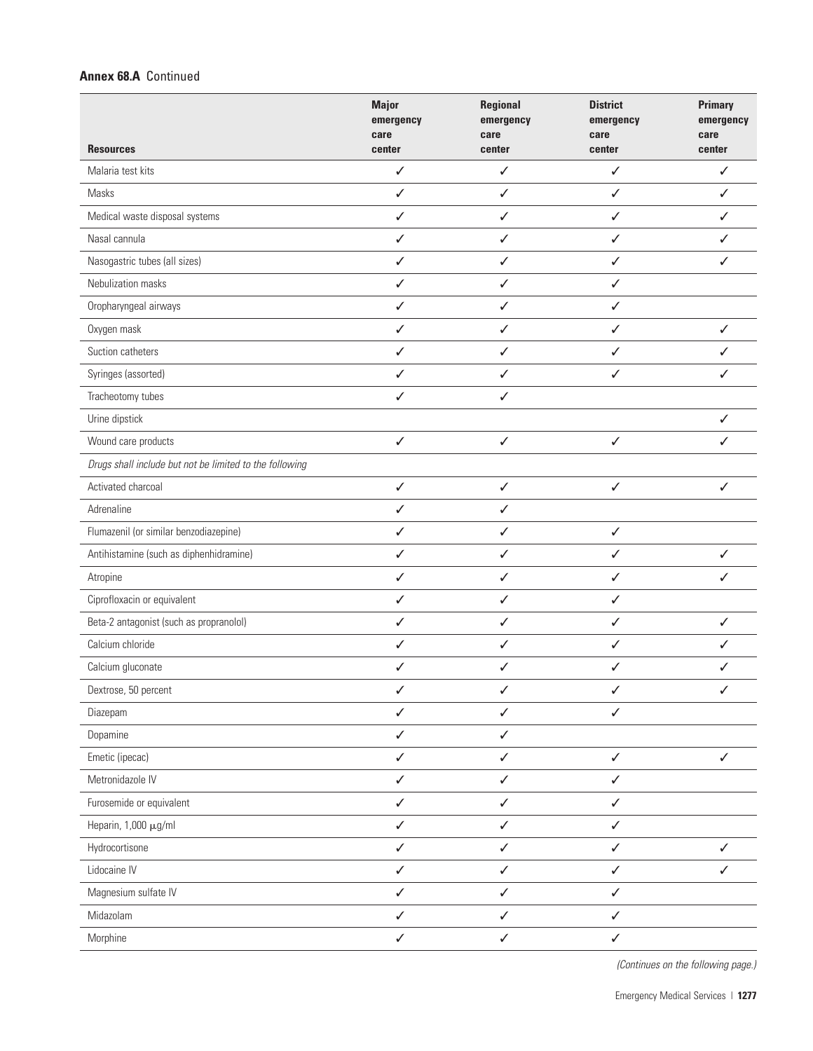**Annex 68.A** Continued

| Resources | Major emergency care center | Regional emergency care center | District emergency care center | Primary emergency care center |
|---|---|---|---|---|
| Malaria test kits | ✓ | ✓ | ✓ | ✓ |
| Masks | ✓ | ✓ | ✓ | ✓ |
| Medical waste disposal systems | ✓ | ✓ | ✓ | ✓ |
| Nasal cannula | ✓ | ✓ | ✓ | ✓ |
| Nasogastric tubes (all sizes) | ✓ | ✓ | ✓ | ✓ |
| Nebulization masks | ✓ | ✓ | ✓ | |
| Oropharyngeal airways | ✓ | ✓ | ✓ | |
| Oxygen mask | ✓ | ✓ | ✓ | ✓ |
| Suction catheters | ✓ | ✓ | ✓ | ✓ |
| Syringes (assorted) | ✓ | ✓ | ✓ | ✓ |
| Tracheotomy tubes | ✓ | ✓ | | |
| Urine dipstick | | | | ✓ |
| Wound care products | ✓ | ✓ | ✓ | ✓ |
| *Drugs shall include but not be limited to the following* | | | | |
| Activated charcoal | ✓ | ✓ | ✓ | ✓ |
| Adrenaline | ✓ | ✓ | | |
| Flumazenil (or similar benzodiazepine) | ✓ | ✓ | ✓ | |
| Antihistamine (such as diphenhidramine) | ✓ | ✓ | ✓ | ✓ |
| Atropine | ✓ | ✓ | ✓ | ✓ |
| Ciprofloxacin or equivalent | ✓ | ✓ | ✓ | |
| Beta-2 antagonist (such as propranolol) | ✓ | ✓ | ✓ | ✓ |
| Calcium chloride | ✓ | ✓ | ✓ | ✓ |
| Calcium gluconate | ✓ | ✓ | ✓ | ✓ |
| Dextrose, 50 percent | ✓ | ✓ | ✓ | ✓ |
| Diazepam | ✓ | ✓ | ✓ | |
| Dopamine | ✓ | ✓ | | |
| Emetic (ipecac) | ✓ | ✓ | ✓ | ✓ |
| Metronidazole IV | ✓ | ✓ | ✓ | |
| Furosemide or equivalent | ✓ | ✓ | ✓ | |
| Heparin, 1,000 $\mu$g/ml | ✓ | ✓ | ✓ | |
| Hydrocortisone | ✓ | ✓ | ✓ | ✓ |
| Lidocaine IV | ✓ | ✓ | ✓ | ✓ |
| Magnesium sulfate IV | ✓ | ✓ | ✓ | |
| Midazolam | ✓ | ✓ | ✓ | |
| Morphine | ✓ | ✓ | ✓ | |

*(Continues on the following page.)*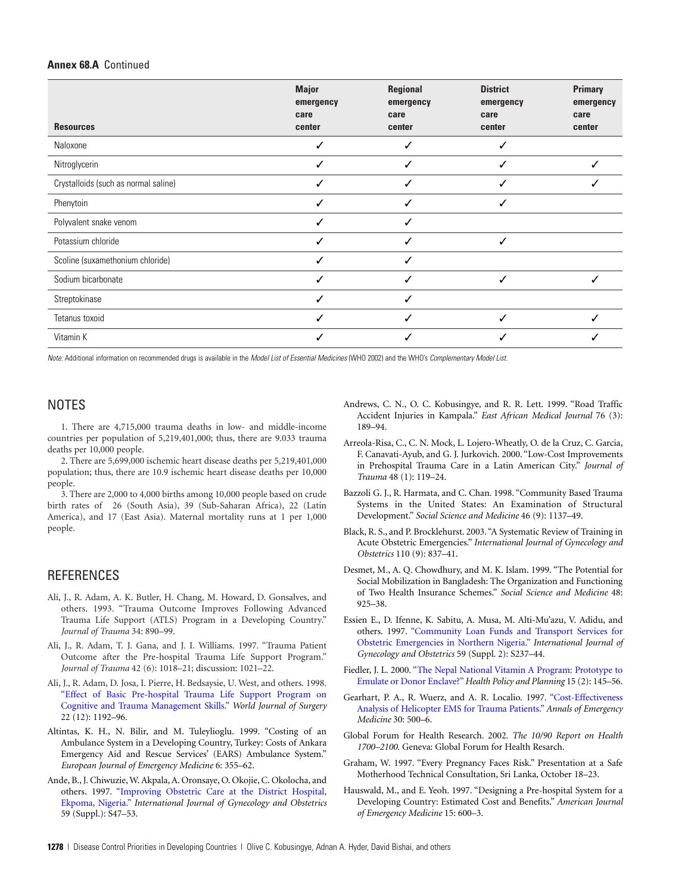**Annex 68.A** Continued

| Resources | Major emergency care center | Regional emergency care center | District emergency care center | Primary emergency care center |
|---|---|---|---|---|
| Naloxone | ✓ | ✓ | ✓ | |
| Nitroglycerin | ✓ | ✓ | ✓ | ✓ |
| Crystalloids (such as normal saline) | ✓ | ✓ | ✓ | ✓ |
| Phenytoin | ✓ | ✓ | ✓ | |
| Polyvalent snake venom | ✓ | ✓ | | |
| Potassium chloride | ✓ | ✓ | ✓ | |
| Scoline (suxamethonium chloride) | ✓ | ✓ | | |
| Sodium bicarbonate | ✓ | ✓ | ✓ | ✓ |
| Streptokinase | ✓ | ✓ | | |
| Tetanus toxoid | ✓ | ✓ | ✓ | ✓ |
| Vitamin K | ✓ | ✓ | ✓ | ✓ |

*Note:* Additional information on recommended drugs is available in the *Model List of Essential Medicines* (WHO 2002) and the WHO's *Complementary Model List.*

## NOTES

1. There are 4,715,000 trauma deaths in low- and middle-income countries per population of 5,219,401,000; thus, there are 9.033 trauma deaths per 10,000 people.

2. There are 5,699,000 ischemic heart disease deaths per 5,219,401,000 population; thus, there are 10.9 ischemic heart disease deaths per 10,000 people.

3. There are 2,000 to 4,000 births among 10,000 people based on crude birth rates of 26 (South Asia), 39 (Sub-Saharan Africa), 22 (Latin America), and 17 (East Asia). Maternal mortality runs at 1 per 1,000 people.

## REFERENCES

Ali, J., R. Adam, A. K. Butler, H. Chang, M. Howard, D. Gonsalves, and others. 1993. "Trauma Outcome Improves Following Advanced Trauma Life Support (ATLS) Program in a Developing Country." *Journal of Trauma* 34: 890–99.

Ali, J., R. Adam, T. J. Gana, and J. I. Williams. 1997. "Trauma Patient Outcome after the Pre-hospital Trauma Life Support Program." *Journal of Trauma* 42 (6): 1018–21; discussion: 1021–22.

Ali, J., R. Adam, D. Josa, I. Pierre, H. Bedsaysie, U. West, and others. 1998. "Effect of Basic Pre-hospital Trauma Life Support Program on Cognitive and Trauma Management Skills." *World Journal of Surgery* 22 (12): 1192–96.

Altintas, K. H., N. Bilir, and M. Tuleylioglu. 1999. "Costing of an Ambulance System in a Developing Country, Turkey: Costs of Ankara Emergency Aid and Rescue Services' (EARS) Ambulance System." *European Journal of Emergency Medicine* 6: 355–62.

Ande, B., J. Chiwuzie, W. Akpala, A. Oronsaye, O. Okojie, C. Okolocha, and others. 1997. "Improving Obstetric Care at the District Hospital, Ekpoma, Nigeria." *International Journal of Gynecology and Obstetrics* 59 (Suppl.): S47–53.

Andrews, C. N., O. C. Kobusingye, and R. R. Lett. 1999. "Road Traffic Accident Injuries in Kampala." *East African Medical Journal* 76 (3): 189–94.

Arreola-Risa, C., C. N. Mock, L. Lojero-Wheatly, O. de la Cruz, C. Garcia, F. Canavati-Ayub, and G. J. Jurkovich. 2000. "Low-Cost Improvements in Prehospital Trauma Care in a Latin American City." *Journal of Trauma* 48 (1): 119–24.

Bazzoli G. J., R. Harmata, and C. Chan. 1998. "Community Based Trauma Systems in the United States: An Examination of Structural Development." *Social Science and Medicine* 46 (9): 1137–49.

Black, R. S., and P. Brocklehurst. 2003. "A Systematic Review of Training in Acute Obstetric Emergencies." *International Journal of Gynecology and Obstetrics* 110 (9): 837–41.

Desmet, M., A. Q. Chowdhury, and M. K. Islam. 1999. "The Potential for Social Mobilization in Bangladesh: The Organization and Functioning of Two Health Insurance Schemes." *Social Science and Medicine* 48: 925–38.

Essien E., D. Ifenne, K. Sabitu, A. Musa, M. Alti-Mu'azu, V. Adidu, and others. 1997. "Community Loan Funds and Transport Services for Obstetric Emergencies in Northern Nigeria." *International Journal of Gynecology and Obstetrics* 59 (Suppl. 2): S237–44.

Fiedler, J. L. 2000. "The Nepal National Vitamin A Program: Prototype to Emulate or Donor Enclave?" *Health Policy and Planning* 15 (2): 145–56.

Gearhart, P. A., R. Wuerz, and A. R. Localio. 1997. "Cost-Effectiveness Analysis of Helicopter EMS for Trauma Patients." *Annals of Emergency Medicine* 30: 500–6.

Global Forum for Health Research. 2002. *The 10/90 Report on Health 1700–2100.* Geneva: Global Forum for Health Resarch.

Graham, W. 1997. "Every Pregnancy Faces Risk." Presentation at a Safe Motherhood Technical Consultation, Sri Lanka, October 18–23.

Hauswald, M., and E. Yeoh. 1997. "Designing a Pre-hospital System for a Developing Country: Estimated Cost and Benefits." *American Journal of Emergency Medicine* 15: 600–3.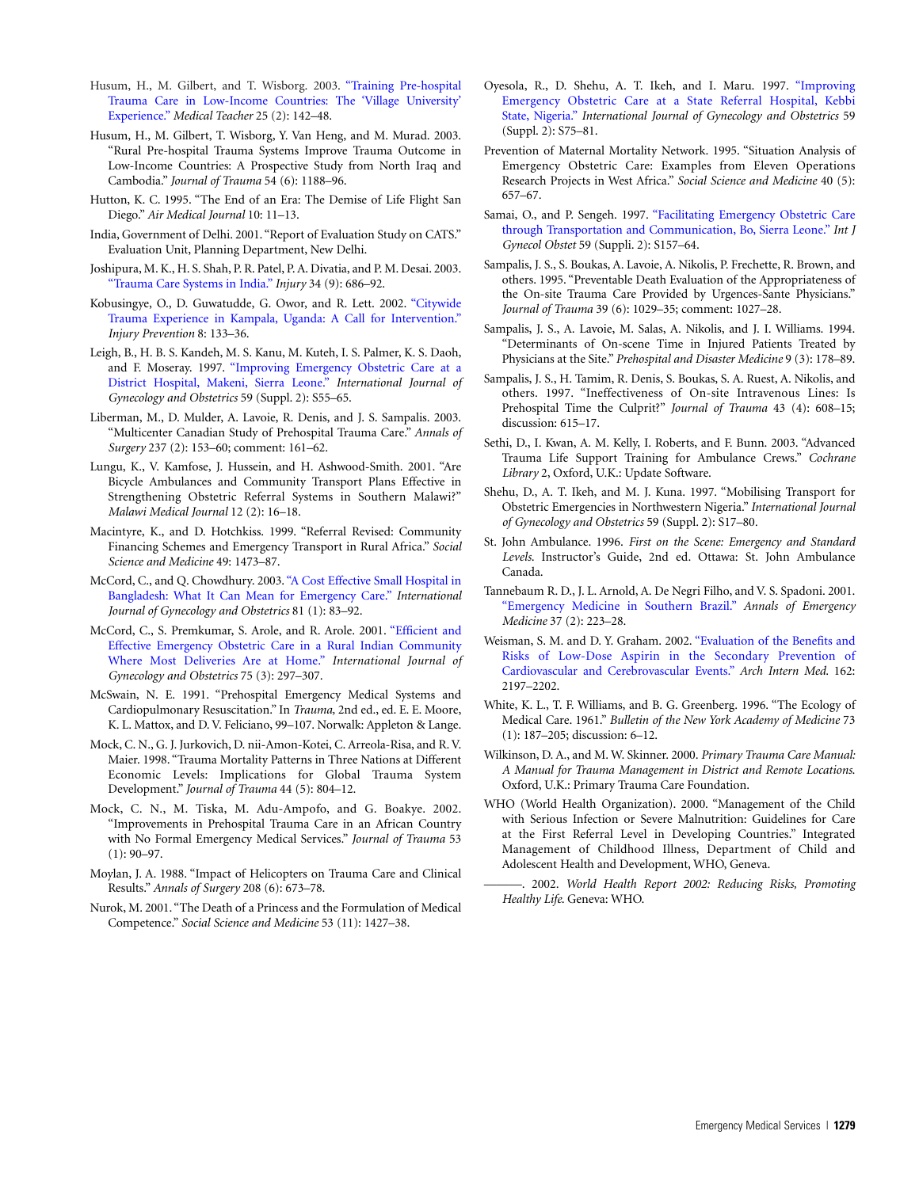Husum, H., M. Gilbert, and T. Wisborg. 2003. "Training Pre-hospital Trauma Care in Low-Income Countries: The 'Village University' Experience." *Medical Teacher* 25 (2): 142–48.

Husum, H., M. Gilbert, T. Wisborg, Y. Van Heng, and M. Murad. 2003. "Rural Pre-hospital Trauma Systems Improve Trauma Outcome in Low-Income Countries: A Prospective Study from North Iraq and Cambodia." *Journal of Trauma* 54 (6): 1188–96.

Hutton, K. C. 1995. "The End of an Era: The Demise of Life Flight San Diego." *Air Medical Journal* 10: 11–13.

India, Government of Delhi. 2001. "Report of Evaluation Study on CATS." Evaluation Unit, Planning Department, New Delhi.

Joshipura, M. K., H. S. Shah, P. R. Patel, P. A. Divatia, and P. M. Desai. 2003. "Trauma Care Systems in India." *Injury* 34 (9): 686–92.

Kobusingye, O., D. Guwatudde, G. Owor, and R. Lett. 2002. "Citywide Trauma Experience in Kampala, Uganda: A Call for Intervention." *Injury Prevention* 8: 133–36.

Leigh, B., H. B. S. Kandeh, M. S. Kanu, M. Kuteh, I. S. Palmer, K. S. Daoh, and F. Moseray. 1997. "Improving Emergency Obstetric Care at a District Hospital, Makeni, Sierra Leone." *International Journal of Gynecology and Obstetrics* 59 (Suppl. 2): S55–65.

Liberman, M., D. Mulder, A. Lavoie, R. Denis, and J. S. Sampalis. 2003. "Multicenter Canadian Study of Prehospital Trauma Care." *Annals of Surgery* 237 (2): 153–60; comment: 161–62.

Lungu, K., V. Kamfose, J. Hussein, and H. Ashwood-Smith. 2001. "Are Bicycle Ambulances and Community Transport Plans Effective in Strengthening Obstetric Referral Systems in Southern Malawi?" *Malawi Medical Journal* 12 (2): 16–18.

Macintyre, K., and D. Hotchkiss. 1999. "Referral Revised: Community Financing Schemes and Emergency Transport in Rural Africa." *Social Science and Medicine* 49: 1473–87.

McCord, C., and Q. Chowdhury. 2003. "A Cost Effective Small Hospital in Bangladesh: What It Can Mean for Emergency Care." *International Journal of Gynecology and Obstetrics* 81 (1): 83–92.

McCord, C., S. Premkumar, S. Arole, and R. Arole. 2001. "Efficient and Effective Emergency Obstetric Care in a Rural Indian Community Where Most Deliveries Are at Home." *International Journal of Gynecology and Obstetrics* 75 (3): 297–307.

McSwain, N. E. 1991. "Prehospital Emergency Medical Systems and Cardiopulmonary Resuscitation." In *Trauma,* 2nd ed., ed. E. E. Moore, K. L. Mattox, and D. V. Feliciano, 99–107. Norwalk: Appleton & Lange.

Mock, C. N., G. J. Jurkovich, D. nii-Amon-Kotei, C. Arreola-Risa, and R. V. Maier. 1998. "Trauma Mortality Patterns in Three Nations at Different Economic Levels: Implications for Global Trauma System Development." *Journal of Trauma* 44 (5): 804–12.

Mock, C. N., M. Tiska, M. Adu-Ampofo, and G. Boakye. 2002. "Improvements in Prehospital Trauma Care in an African Country with No Formal Emergency Medical Services." *Journal of Trauma* 53 (1): 90–97.

Moylan, J. A. 1988. "Impact of Helicopters on Trauma Care and Clinical Results." *Annals of Surgery* 208 (6): 673–78.

Nurok, M. 2001. "The Death of a Princess and the Formulation of Medical Competence." *Social Science and Medicine* 53 (11): 1427–38.

Oyesola, R., D. Shehu, A. T. Ikeh, and I. Maru. 1997. "Improving Emergency Obstetric Care at a State Referral Hospital, Kebbi State, Nigeria." *International Journal of Gynecology and Obstetrics* 59 (Suppl. 2): S75–81.

Prevention of Maternal Mortality Network. 1995. "Situation Analysis of Emergency Obstetric Care: Examples from Eleven Operations Research Projects in West Africa." *Social Science and Medicine* 40 (5): 657–67.

Samai, O., and P. Sengeh. 1997. "Facilitating Emergency Obstetric Care through Transportation and Communication, Bo, Sierra Leone." *Int J Gynecol Obstet* 59 (Suppli. 2): S157–64.

Sampalis, J. S., S. Boukas, A. Lavoie, A. Nikolis, P. Frechette, R. Brown, and others. 1995. "Preventable Death Evaluation of the Appropriateness of the On-site Trauma Care Provided by Urgences-Sante Physicians." *Journal of Trauma* 39 (6): 1029–35; comment: 1027–28.

Sampalis, J. S., A. Lavoie, M. Salas, A. Nikolis, and J. I. Williams. 1994. "Determinants of On-scene Time in Injured Patients Treated by Physicians at the Site." *Prehospital and Disaster Medicine* 9 (3): 178–89.

Sampalis, J. S., H. Tamim, R. Denis, S. Boukas, S. A. Ruest, A. Nikolis, and others. 1997. "Ineffectiveness of On-site Intravenous Lines: Is Prehospital Time the Culprit?" *Journal of Trauma* 43 (4): 608–15; discussion: 615–17.

Sethi, D., I. Kwan, A. M. Kelly, I. Roberts, and F. Bunn. 2003. "Advanced Trauma Life Support Training for Ambulance Crews." *Cochrane Library* 2, Oxford, U.K.: Update Software.

Shehu, D., A. T. Ikeh, and M. J. Kuna. 1997. "Mobilising Transport for Obstetric Emergencies in Northwestern Nigeria." *International Journal of Gynecology and Obstetrics* 59 (Suppl. 2): S17–80.

St. John Ambulance. 1996. *First on the Scene: Emergency and Standard Levels.* Instructor's Guide, 2nd ed. Ottawa: St. John Ambulance Canada.

Tannebaum R. D., J. L. Arnold, A. De Negri Filho, and V. S. Spadoni. 2001. "Emergency Medicine in Southern Brazil." *Annals of Emergency Medicine* 37 (2): 223–28.

Weisman, S. M. and D. Y. Graham. 2002. "Evaluation of the Benefits and Risks of Low-Dose Aspirin in the Secondary Prevention of Cardiovascular and Cerebrovascular Events." *Arch Intern Med.* 162: 2197–2202.

White, K. L., T. F. Williams, and B. G. Greenberg. 1996. "The Ecology of Medical Care. 1961." *Bulletin of the New York Academy of Medicine* 73 (1): 187–205; discussion: 6–12.

Wilkinson, D. A., and M. W. Skinner. 2000. *Primary Trauma Care Manual: A Manual for Trauma Management in District and Remote Locations.* Oxford, U.K.: Primary Trauma Care Foundation.

WHO (World Health Organization). 2000. "Management of the Child with Serious Infection or Severe Malnutrition: Guidelines for Care at the First Referral Level in Developing Countries." Integrated Management of Childhood Illness, Department of Child and Adolescent Health and Development, WHO, Geneva.

———. 2002. *World Health Report 2002: Reducing Risks, Promoting Healthy Life.* Geneva: WHO.